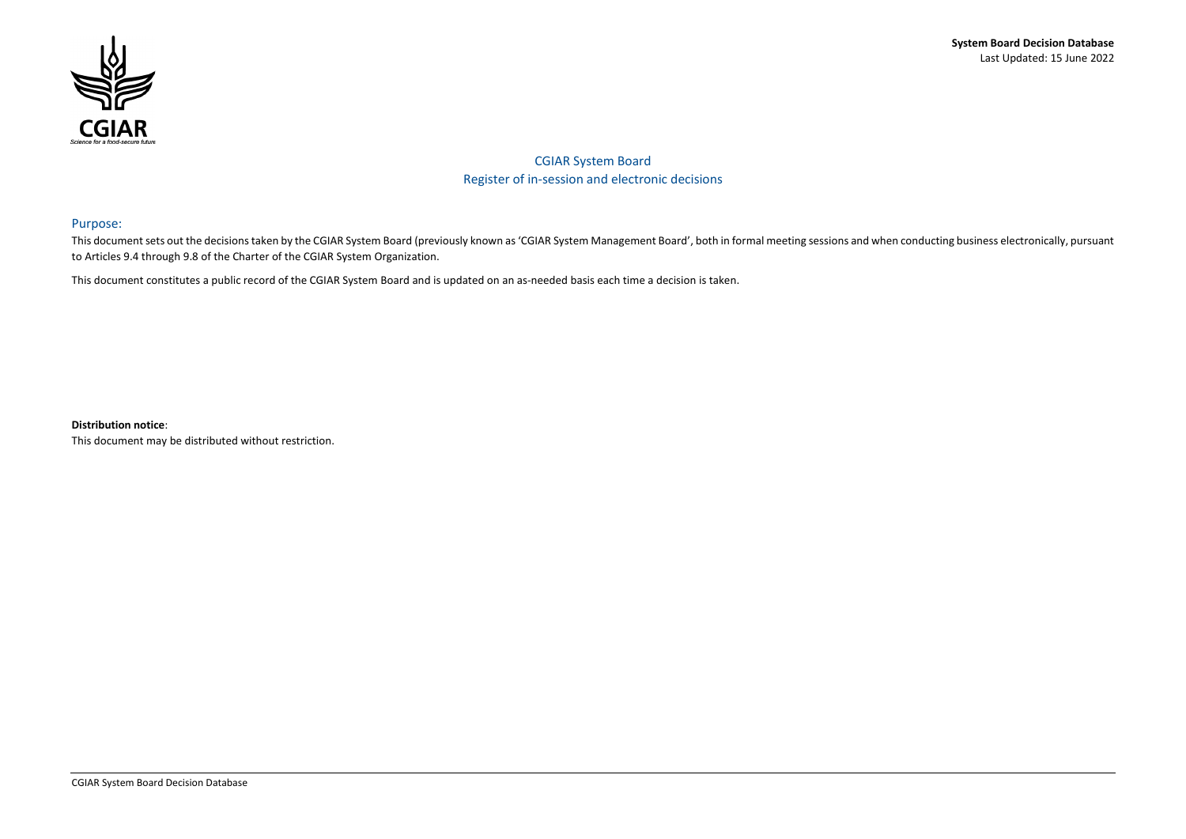**System Board Decision Database**
Last Updated: 15 June 2022

# CGIAR System Board
## Register of in-session and electronic decisions

### Purpose:

This document sets out the decisions taken by the CGIAR System Board (previously known as 'CGIAR System Management Board', both in formal meeting sessions and when conducting business electronically, pursuant to Articles 9.4 through 9.8 of the Charter of the CGIAR System Organization.

This document constitutes a public record of the CGIAR System Board and is updated on an as-needed basis each time a decision is taken.

**Distribution notice**:
This document may be distributed without restriction.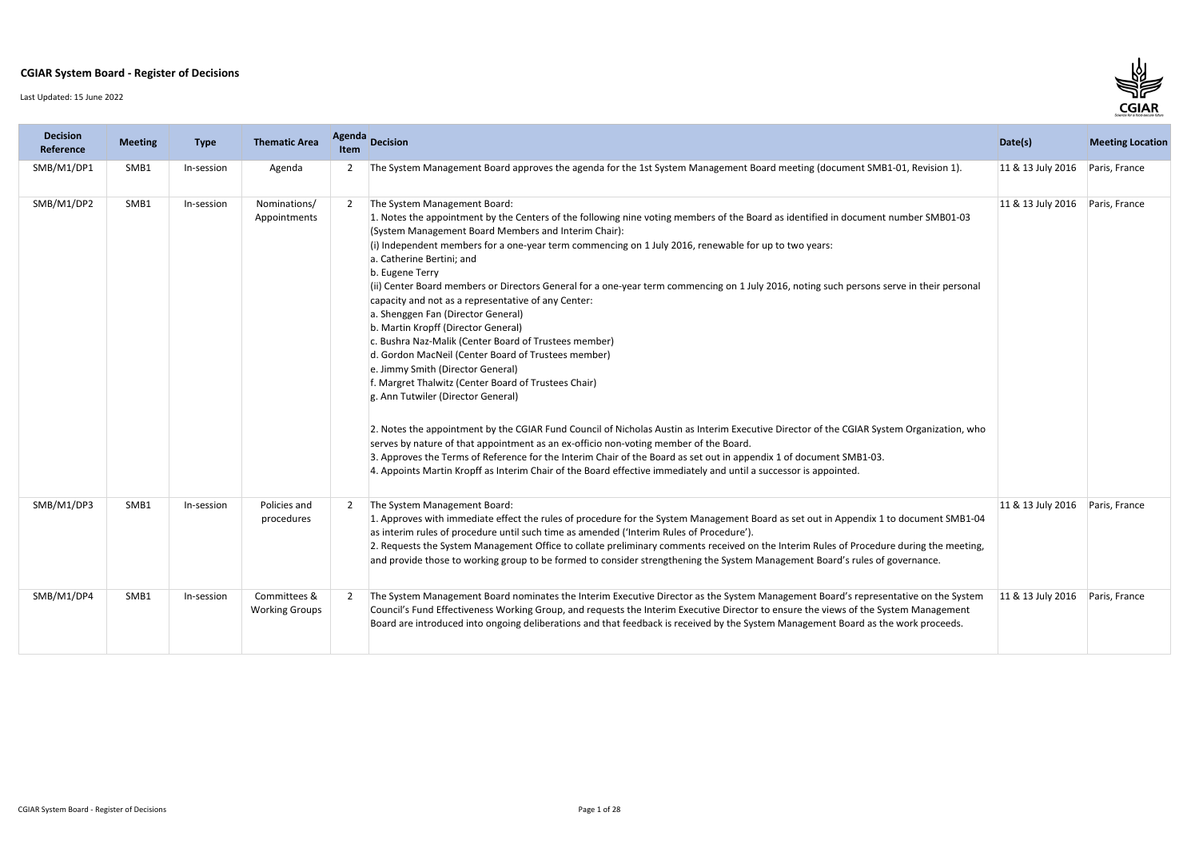**CGIAR System Board - Register of Decisions**

Last Updated: 15 June 2022

| Decision Reference | Meeting | Type | Thematic Area | Agenda Item | Decision | Date(s) | Meeting Location |
|---|---|---|---|---|---|---|---|
| SMB/M1/DP1 | SMB1 | In-session | Agenda | 2 | The System Management Board approves the agenda for the 1st System Management Board meeting (document SMB1-01, Revision 1). | 11 & 13 July 2016 | Paris, France |
| SMB/M1/DP2 | SMB1 | In-session | Nominations/ Appointments | 2 | The System Management Board:<br>1. Notes the appointment by the Centers of the following nine voting members of the Board as identified in document number SMB01-03 (System Management Board Members and Interim Chair):<br>(i) Independent members for a one-year term commencing on 1 July 2016, renewable for up to two years:<br>a. Catherine Bertini; and<br>b. Eugene Terry<br>(ii) Center Board members or Directors General for a one-year term commencing on 1 July 2016, noting such persons serve in their personal capacity and not as a representative of any Center:<br>a. Shenggen Fan (Director General)<br>b. Martin Kropff (Director General)<br>c. Bushra Naz-Malik (Center Board of Trustees member)<br>d. Gordon MacNeil (Center Board of Trustees member)<br>e. Jimmy Smith (Director General)<br>f. Margret Thalwitz (Center Board of Trustees Chair)<br>g. Ann Tutwiler (Director General)<br><br>2. Notes the appointment by the CGIAR Fund Council of Nicholas Austin as Interim Executive Director of the CGIAR System Organization, who serves by nature of that appointment as an ex-officio non-voting member of the Board.<br>3. Approves the Terms of Reference for the Interim Chair of the Board as set out in appendix 1 of document SMB1-03.<br>4. Appoints Martin Kropff as Interim Chair of the Board effective immediately and until a successor is appointed. | 11 & 13 July 2016 | Paris, France |
| SMB/M1/DP3 | SMB1 | In-session | Policies and procedures | 2 | The System Management Board:<br>1. Approves with immediate effect the rules of procedure for the System Management Board as set out in Appendix 1 to document SMB1-04 as interim rules of procedure until such time as amended ('Interim Rules of Procedure').<br>2. Requests the System Management Office to collate preliminary comments received on the Interim Rules of Procedure during the meeting, and provide those to working group to be formed to consider strengthening the System Management Board's rules of governance. | 11 & 13 July 2016 | Paris, France |
| SMB/M1/DP4 | SMB1 | In-session | Committees & Working Groups | 2 | The System Management Board nominates the Interim Executive Director as the System Management Board's representative on the System Council's Fund Effectiveness Working Group, and requests the Interim Executive Director to ensure the views of the System Management Board are introduced into ongoing deliberations and that feedback is received by the System Management Board as the work proceeds. | 11 & 13 July 2016 | Paris, France |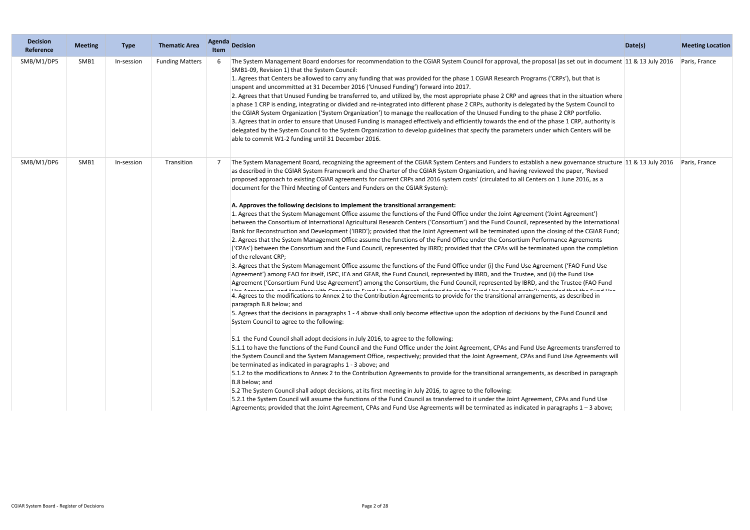| Decision Reference | Meeting | Type | Thematic Area | Agenda Item | Decision | Date(s) | Meeting Location |
|---|---|---|---|---|---|---|---|
| SMB/M1/DP5 | SMB1 | In-session | Funding Matters | 6 | The System Management Board endorses for recommendation to the CGIAR System Council for approval, the proposal (as set out in document SMB1-09, Revision 1) that the System Council:<br>1. Agrees that Centers be allowed to carry any funding that was provided for the phase 1 CGIAR Research Programs ('CRPs'), but that is unspent and uncommitted at 31 December 2016 ('Unused Funding') forward into 2017.<br>2. Agrees that that Unused Funding be transferred to, and utilized by, the most appropriate phase 2 CRP and agrees that in the situation where a phase 1 CRP is ending, integrating or divided and re-integrated into different phase 2 CRPs, authority is delegated by the System Council to the CGIAR System Organization ('System Organization') to manage the reallocation of the Unused Funding to the phase 2 CRP portfolio.<br>3. Agrees that in order to ensure that Unused Funding is managed effectively and efficiently towards the end of the phase 1 CRP, authority is delegated by the System Council to the System Organization to develop guidelines that specify the parameters under which Centers will be able to commit W1-2 funding until 31 December 2016. | 11 & 13 July 2016 | Paris, France |
| SMB/M1/DP6 | SMB1 | In-session | Transition | 7 | The System Management Board, recognizing the agreement of the CGIAR System Centers and Funders to establish a new governance structure as described in the CGIAR System Framework and the Charter of the CGIAR System Organization, and having reviewed the paper, 'Revised proposed approach to existing CGIAR agreements for current CRPs and 2016 system costs' (circulated to all Centers on 1 June 2016, as a document for the Third Meeting of Centers and Funders on the CGIAR System):<br><br>**A. Approves the following decisions to implement the transitional arrangement:**<br>1. Agrees that the System Management Office assume the functions of the Fund Office under the Joint Agreement ('Joint Agreement') between the Consortium of International Agricultural Research Centers ('Consortium') and the Fund Council, represented by the International Bank for Reconstruction and Development ('IBRD'); provided that the Joint Agreement will be terminated upon the closing of the CGIAR Fund;<br>2. Agrees that the System Management Office assume the functions of the Fund Office under the Consortium Performance Agreements ('CPAs') between the Consortium and the Fund Council, represented by IBRD; provided that the CPAs will be terminated upon the completion of the relevant CRP;<br>3. Agrees that the System Management Office assume the functions of the Fund Office under (i) the Fund Use Agreement ('FAO Fund Use Agreement') among FAO for itself, ISPC, IEA and GFAR, the Fund Council, represented by IBRD, and the Trustee, and (ii) the Fund Use Agreement ('Consortium Fund Use Agreement') among the Consortium, the Fund Council, represented by IBRD, and the Trustee (FAO Fund Use Agreement, and together with Consortium Fund Use Agreement, referred to as the 'Fund Use Agreements'); provided that the Fund Use<br>4. Agrees to the modifications to Annex 2 to the Contribution Agreements to provide for the transitional arrangements, as described in paragraph B.8 below; and<br>5. Agrees that the decisions in paragraphs 1 - 4 above shall only become effective upon the adoption of decisions by the Fund Council and System Council to agree to the following:<br><br>5.1 the Fund Council shall adopt decisions in July 2016, to agree to the following:<br>5.1.1 to have the functions of the Fund Council and the Fund Office under the Joint Agreement, CPAs and Fund Use Agreements transferred to the System Council and the System Management Office, respectively; provided that the Joint Agreement, CPAs and Fund Use Agreements will be terminated as indicated in paragraphs 1 - 3 above; and<br>5.1.2 to the modifications to Annex 2 to the Contribution Agreements to provide for the transitional arrangements, as described in paragraph B.8 below; and<br>5.2 The System Council shall adopt decisions, at its first meeting in July 2016, to agree to the following:<br>5.2.1 the System Council will assume the functions of the Fund Council as transferred to it under the Joint Agreement, CPAs and Fund Use Agreements; provided that the Joint Agreement, CPAs and Fund Use Agreements will be terminated as indicated in paragraphs 1 – 3 above; | 11 & 13 July 2016 | Paris, France |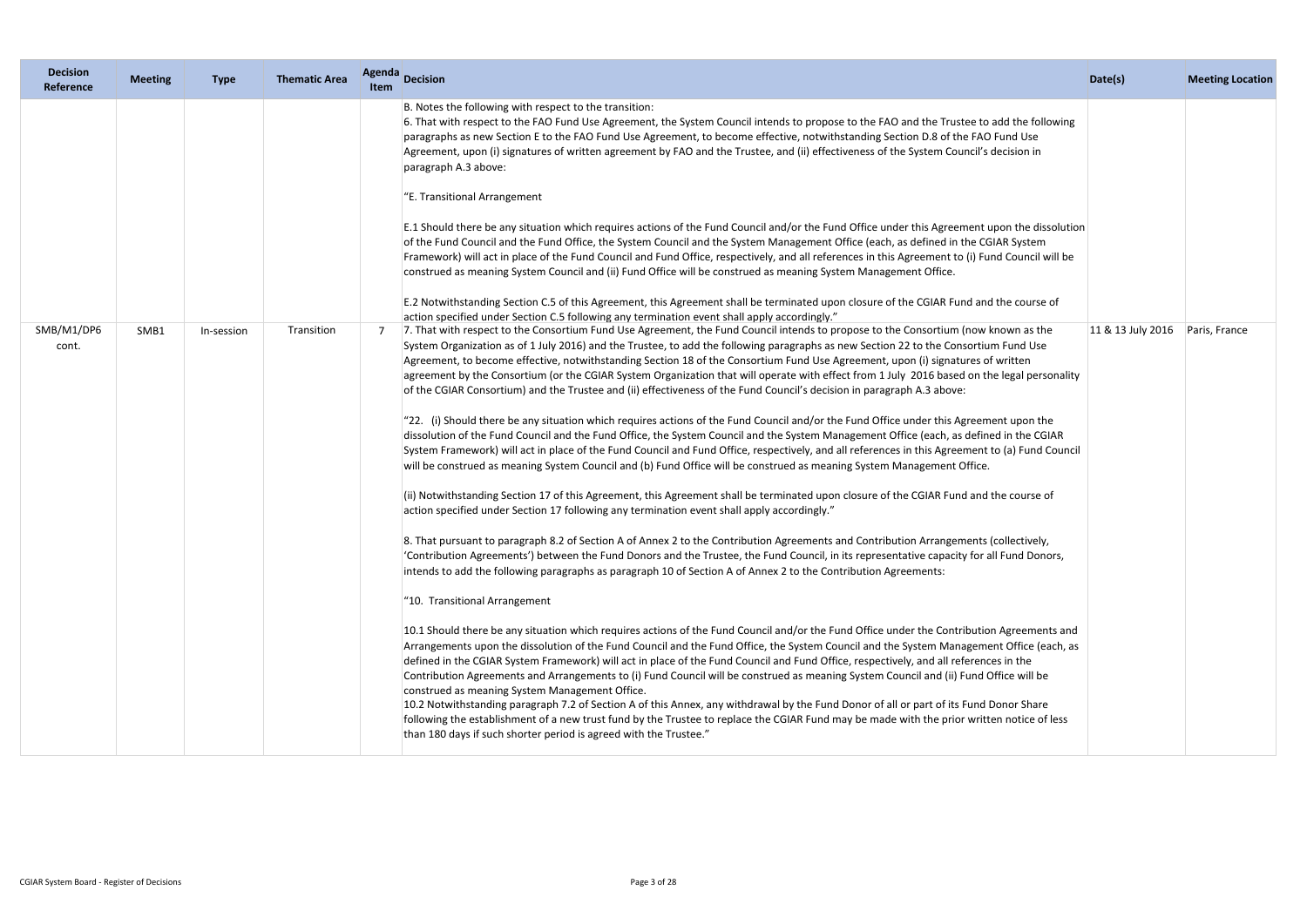| Decision Reference | Meeting | Type | Thematic Area | Agenda Item | Decision | Date(s) | Meeting Location |
|---|---|---|---|---|---|---|---|
| SMB/M1/DP6 cont. | SMB1 | In-session | Transition | 7 | B. Notes the following with respect to the transition:<br>6. That with respect to the FAO Fund Use Agreement, the System Council intends to propose to the FAO and the Trustee to add the following paragraphs as new Section E to the FAO Fund Use Agreement, to become effective, notwithstanding Section D.8 of the FAO Fund Use Agreement, upon (i) signatures of written agreement by FAO and the Trustee, and (ii) effectiveness of the System Council's decision in paragraph A.3 above:<br><br>"E. Transitional Arrangement<br><br>E.1 Should there be any situation which requires actions of the Fund Council and/or the Fund Office under this Agreement upon the dissolution of the Fund Council and the Fund Office, the System Council and the System Management Office (each, as defined in the CGIAR System Framework) will act in place of the Fund Council and Fund Office, respectively, and all references in this Agreement to (i) Fund Council will be construed as meaning System Council and (ii) Fund Office will be construed as meaning System Management Office.<br><br>E.2 Notwithstanding Section C.5 of this Agreement, this Agreement shall be terminated upon closure of the CGIAR Fund and the course of action specified under Section C.5 following any termination event shall apply accordingly."<br>7. That with respect to the Consortium Fund Use Agreement, the Fund Council intends to propose to the Consortium (now known as the System Organization as of 1 July 2016) and the Trustee, to add the following paragraphs as new Section 22 to the Consortium Fund Use Agreement, to become effective, notwithstanding Section 18 of the Consortium Fund Use Agreement, upon (i) signatures of written agreement by the Consortium (or the CGIAR System Organization that will operate with effect from 1 July 2016 based on the legal personality of the CGIAR Consortium) and the Trustee and (ii) effectiveness of the Fund Council's decision in paragraph A.3 above:<br><br>"22. (i) Should there be any situation which requires actions of the Fund Council and/or the Fund Office under this Agreement upon the dissolution of the Fund Council and the Fund Office, the System Council and the System Management Office (each, as defined in the CGIAR System Framework) will act in place of the Fund Council and Fund Office, respectively, and all references in this Agreement to (a) Fund Council will be construed as meaning System Council and (b) Fund Office will be construed as meaning System Management Office.<br><br>(ii) Notwithstanding Section 17 of this Agreement, this Agreement shall be terminated upon closure of the CGIAR Fund and the course of action specified under Section 17 following any termination event shall apply accordingly."<br><br>8. That pursuant to paragraph 8.2 of Section A of Annex 2 to the Contribution Agreements and Contribution Arrangements (collectively, 'Contribution Agreements') between the Fund Donors and the Trustee, the Fund Council, in its representative capacity for all Fund Donors, intends to add the following paragraphs as paragraph 10 of Section A of Annex 2 to the Contribution Agreements:<br><br>"10. Transitional Arrangement<br><br>10.1 Should there be any situation which requires actions of the Fund Council and/or the Fund Office under the Contribution Agreements and Arrangements upon the dissolution of the Fund Council and the Fund Office, the System Council and the System Management Office (each, as defined in the CGIAR System Framework) will act in place of the Fund Council and Fund Office, respectively, and all references in the Contribution Agreements and Arrangements to (i) Fund Council will be construed as meaning System Council and (ii) Fund Office will be construed as meaning System Management Office.<br>10.2 Notwithstanding paragraph 7.2 of Section A of this Annex, any withdrawal by the Fund Donor of all or part of its Fund Donor Share following the establishment of a new trust fund by the Trustee to replace the CGIAR Fund may be made with the prior written notice of less than 180 days if such shorter period is agreed with the Trustee." | 11 & 13 July 2016 | Paris, France |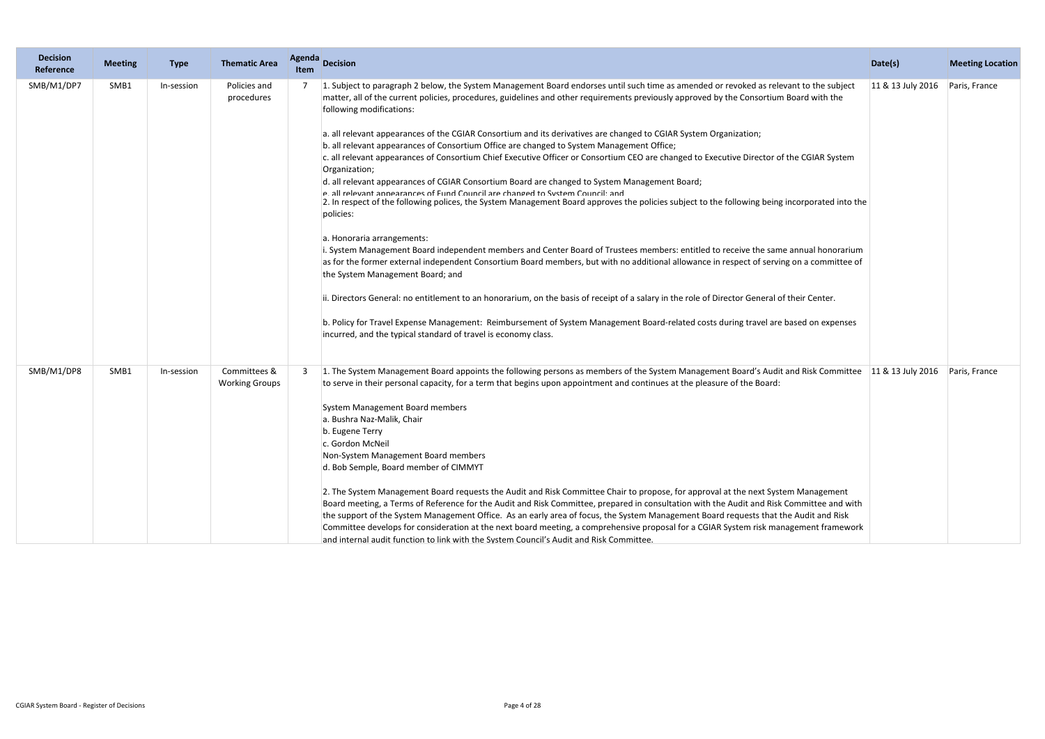| Decision Reference | Meeting | Type | Thematic Area | Agenda Item | Decision | Date(s) | Meeting Location |
|---|---|---|---|---|---|---|---|
| SMB/M1/DP7 | SMB1 | In-session | Policies and procedures | 7 | 1. Subject to paragraph 2 below, the System Management Board endorses until such time as amended or revoked as relevant to the subject matter, all of the current policies, procedures, guidelines and other requirements previously approved by the Consortium Board with the following modifications:<br><br>a. all relevant appearances of the CGIAR Consortium and its derivatives are changed to CGIAR System Organization;<br>b. all relevant appearances of Consortium Office are changed to System Management Office;<br>c. all relevant appearances of Consortium Chief Executive Officer or Consortium CEO are changed to Executive Director of the CGIAR System Organization;<br>d. all relevant appearances of CGIAR Consortium Board are changed to System Management Board;<br>e. all relevant appearances of Fund Council are changed to System Council; and<br>2. In respect of the following polices, the System Management Board approves the policies subject to the following being incorporated into the policies:<br><br>a. Honoraria arrangements:<br>i. System Management Board independent members and Center Board of Trustees members: entitled to receive the same annual honorarium as for the former external independent Consortium Board members, but with no additional allowance in respect of serving on a committee of the System Management Board; and<br><br>ii. Directors General: no entitlement to an honorarium, on the basis of receipt of a salary in the role of Director General of their Center.<br><br>b. Policy for Travel Expense Management: Reimbursement of System Management Board-related costs during travel are based on expenses incurred, and the typical standard of travel is economy class. | 11 & 13 July 2016 | Paris, France |
| SMB/M1/DP8 | SMB1 | In-session | Committees & Working Groups | 3 | 1. The System Management Board appoints the following persons as members of the System Management Board's Audit and Risk Committee to serve in their personal capacity, for a term that begins upon appointment and continues at the pleasure of the Board:<br><br>System Management Board members<br>a. Bushra Naz-Malik, Chair<br>b. Eugene Terry<br>c. Gordon McNeil<br>Non-System Management Board members<br>d. Bob Semple, Board member of CIMMYT<br><br>2. The System Management Board requests the Audit and Risk Committee Chair to propose, for approval at the next System Management Board meeting, a Terms of Reference for the Audit and Risk Committee, prepared in consultation with the Audit and Risk Committee and with the support of the System Management Office. As an early area of focus, the System Management Board requests that the Audit and Risk Committee develops for consideration at the next board meeting, a comprehensive proposal for a CGIAR System risk management framework and internal audit function to link with the System Council's Audit and Risk Committee. | 11 & 13 July 2016 | Paris, France |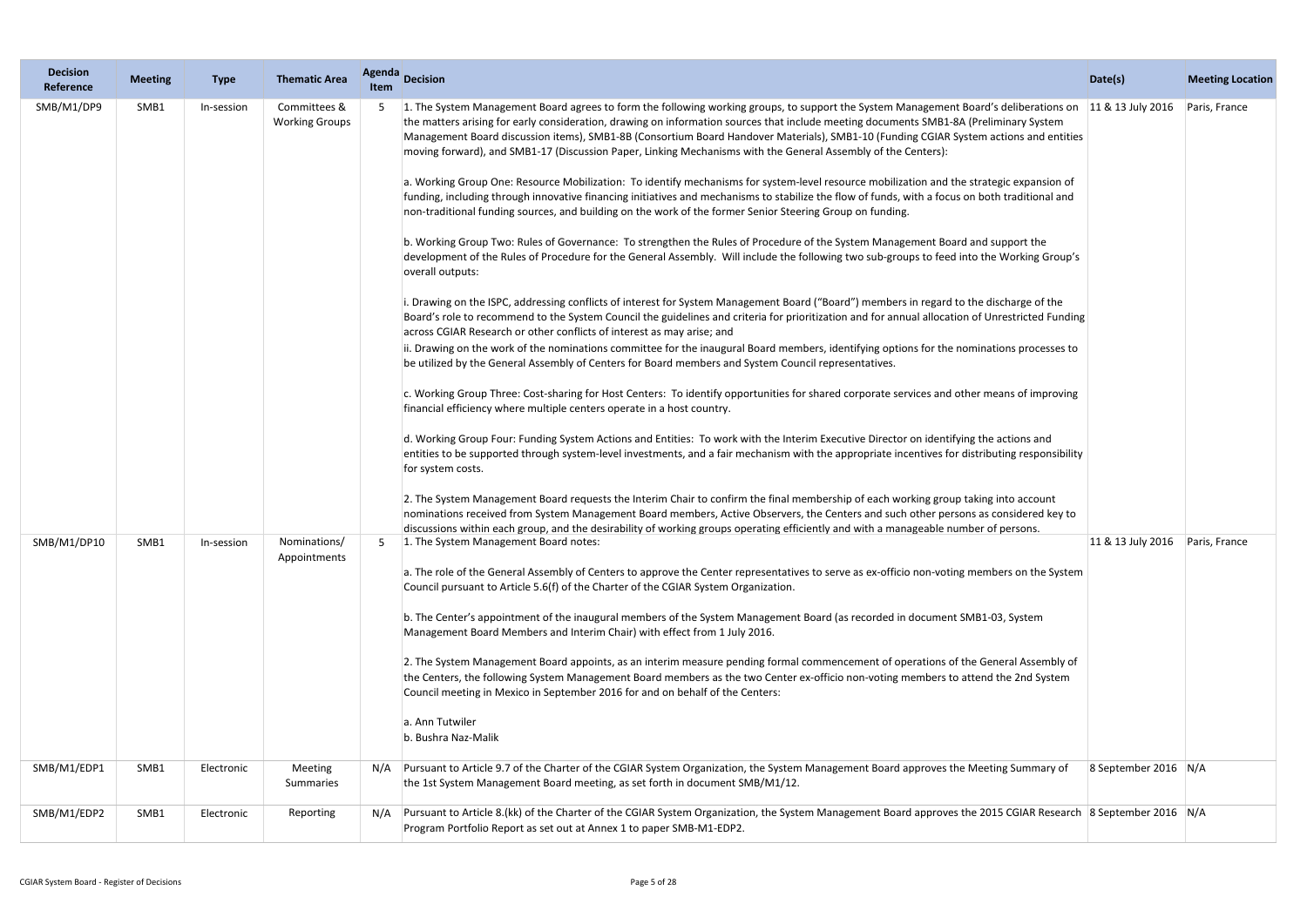| Decision Reference | Meeting | Type | Thematic Area | Agenda Item | Decision | Date(s) | Meeting Location |
|---|---|---|---|---|---|---|---|
| SMB/M1/DP9 | SMB1 | In-session | Committees & Working Groups | 5 | 1. The System Management Board agrees to form the following working groups, to support the System Management Board's deliberations on the matters arising for early consideration, drawing on information sources that include meeting documents SMB1-8A (Preliminary System Management Board discussion items), SMB1-8B (Consortium Board Handover Materials), SMB1-10 (Funding CGIAR System actions and entities moving forward), and SMB1-17 (Discussion Paper, Linking Mechanisms with the General Assembly of the Centers):<br><br>a. Working Group One: Resource Mobilization: To identify mechanisms for system-level resource mobilization and the strategic expansion of funding, including through innovative financing initiatives and mechanisms to stabilize the flow of funds, with a focus on both traditional and non-traditional funding sources, and building on the work of the former Senior Steering Group on funding.<br><br>b. Working Group Two: Rules of Governance: To strengthen the Rules of Procedure of the System Management Board and support the development of the Rules of Procedure for the General Assembly. Will include the following two sub-groups to feed into the Working Group's overall outputs:<br><br>i. Drawing on the ISPC, addressing conflicts of interest for System Management Board ("Board") members in regard to the discharge of the Board's role to recommend to the System Council the guidelines and criteria for prioritization and for annual allocation of Unrestricted Funding across CGIAR Research or other conflicts of interest as may arise; and<br>ii. Drawing on the work of the nominations committee for the inaugural Board members, identifying options for the nominations processes to be utilized by the General Assembly of Centers for Board members and System Council representatives.<br><br>c. Working Group Three: Cost-sharing for Host Centers: To identify opportunities for shared corporate services and other means of improving financial efficiency where multiple centers operate in a host country.<br><br>d. Working Group Four: Funding System Actions and Entities: To work with the Interim Executive Director on identifying the actions and entities to be supported through system-level investments, and a fair mechanism with the appropriate incentives for distributing responsibility for system costs.<br><br>2. The System Management Board requests the Interim Chair to confirm the final membership of each working group taking into account nominations received from System Management Board members, Active Observers, the Centers and such other persons as considered key to discussions within each group, and the desirability of working groups operating efficiently and with a manageable number of persons. | 11 & 13 July 2016 | Paris, France |
| SMB/M1/DP10 | SMB1 | In-session | Nominations/ Appointments | 5 | 1. The System Management Board notes:<br><br>a. The role of the General Assembly of Centers to approve the Center representatives to serve as ex-officio non-voting members on the System Council pursuant to Article 5.6(f) of the Charter of the CGIAR System Organization.<br><br>b. The Center's appointment of the inaugural members of the System Management Board (as recorded in document SMB1-03, System Management Board Members and Interim Chair) with effect from 1 July 2016.<br><br>2. The System Management Board appoints, as an interim measure pending formal commencement of operations of the General Assembly of the Centers, the following System Management Board members as the two Center ex-officio non-voting members to attend the 2nd System Council meeting in Mexico in September 2016 for and on behalf of the Centers:<br><br>a. Ann Tutwiler<br>b. Bushra Naz-Malik | 11 & 13 July 2016 | Paris, France |
| SMB/M1/EDP1 | SMB1 | Electronic | Meeting Summaries | N/A | Pursuant to Article 9.7 of the Charter of the CGIAR System Organization, the System Management Board approves the Meeting Summary of the 1st System Management Board meeting, as set forth in document SMB/M1/12. | 8 September 2016 | N/A |
| SMB/M1/EDP2 | SMB1 | Electronic | Reporting | N/A | Pursuant to Article 8.(kk) of the Charter of the CGIAR System Organization, the System Management Board approves the 2015 CGIAR Research Program Portfolio Report as set out at Annex 1 to paper SMB-M1-EDP2. | 8 September 2016 | N/A |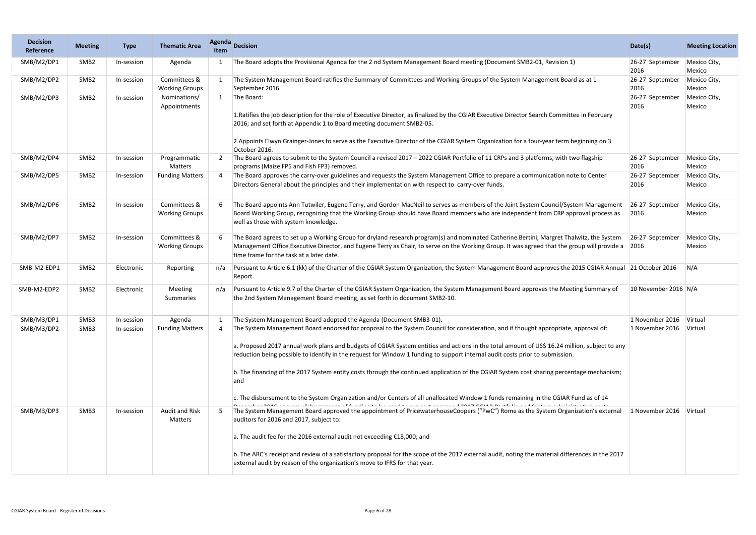| Decision Reference | Meeting | Type | Thematic Area | Agenda Item | Decision | Date(s) | Meeting Location |
| --- | --- | --- | --- | --- | --- | --- | --- |
| SMB/M2/DP1 | SMB2 | In-session | Agenda | 1 | The Board adopts the Provisional Agenda for the 2 nd System Management Board meeting (Document SMB2-01, Revision 1) | 26-27 September 2016 | Mexico City, Mexico |
| SMB/M2/DP2 | SMB2 | In-session | Committees & Working Groups | 1 | The System Management Board ratifies the Summary of Committees and Working Groups of the System Management Board as at 1 September 2016. | 26-27 September 2016 | Mexico City, Mexico |
| SMB/M2/DP3 | SMB2 | In-session | Nominations/ Appointments | 1 | The Board:<br><br>1.Ratifies the job description for the role of Executive Director, as finalized by the CGIAR Executive Director Search Committee in February 2016; and set forth at Appendix 1 to Board meeting document SMB2-05.<br><br>2.Appoints Elwyn Grainger-Jones to serve as the Executive Director of the CGIAR System Organization for a four-year term beginning on 3 October 2016. | 26-27 September 2016 | Mexico City, Mexico |
| SMB/M2/DP4 | SMB2 | In-session | Programmatic Matters | 2 | The Board agrees to submit to the System Council a revised 2017 – 2022 CGIAR Portfolio of 11 CRPs and 3 platforms, with two flagship programs (Maize FP5 and Fish FP3) removed. | 26-27 September 2016 | Mexico City, Mexico |
| SMB/M2/DP5 | SMB2 | In-session | Funding Matters | 4 | The Board approves the carry-over guidelines and requests the System Management Office to prepare a communication note to Center Directors General about the principles and their implementation with respect to carry-over funds. | 26-27 September 2016 | Mexico City, Mexico |
| SMB/M2/DP6 | SMB2 | In-session | Committees & Working Groups | 6 | The Board appoints Ann Tutwiler, Eugene Terry, and Gordon MacNeil to serves as members of the Joint System Council/System Management Board Working Group, recognizing that the Working Group should have Board members who are independent from CRP approval process as well as those with system knowledge. | 26-27 September 2016 | Mexico City, Mexico |
| SMB/M2/DP7 | SMB2 | In-session | Committees & Working Groups | 6 | The Board agrees to set up a Working Group for dryland research program(s) and nominated Catherine Bertini, Margret Thalwitz, the System Management Office Executive Director, and Eugene Terry as Chair, to serve on the Working Group. It was agreed that the group will provide a time frame for the task at a later date. | 26-27 September 2016 | Mexico City, Mexico |
| SMB-M2-EDP1 | SMB2 | Electronic | Reporting | n/a | Pursuant to Article 6.1 (kk) of the Charter of the CGIAR System Organization, the System Management Board approves the 2015 CGIAR Annual Report. | 21 October 2016 | N/A |
| SMB-M2-EDP2 | SMB2 | Electronic | Meeting Summaries | n/a | Pursuant to Article 9.7 of the Charter of the CGIAR System Organization, the System Management Board approves the Meeting Summary of the 2nd System Management Board meeting, as set forth in document SMB2-10. | 10 November 2016 | N/A |
| SMB/M3/DP1 | SMB3 | In-session | Agenda | 1 | The System Management Board adopted the Agenda (Document SMB3-01). | 1 November 2016 | Virtual |
| SMB/M3/DP2 | SMB3 | In-session | Funding Matters | 4 | The System Management Board endorsed for proposal to the System Council for consideration, and if thought appropriate, approval of:<br><br>a. Proposed 2017 annual work plans and budgets of CGIAR System entities and actions in the total amount of US$ 16.24 million, subject to any reduction being possible to identify in the request for Window 1 funding to support internal audit costs prior to submission.<br><br>b. The financing of the 2017 System entity costs through the continued application of the CGIAR System cost sharing percentage mechanism; and<br><br>c. The disbursement to the System Organization and/or Centers of all unallocated Window 1 funds remaining in the CGIAR Fund as of 14 | 1 November 2016 | Virtual |
| SMB/M3/DP3 | SMB3 | In-session | Audit and Risk Matters | 5 | The System Management Board approved the appointment of PricewaterhouseCoopers ("PwC") Rome as the System Organization's external auditors for 2016 and 2017, subject to:<br><br>a. The audit fee for the 2016 external audit not exceeding €18,000; and<br><br>b. The ARC's receipt and review of a satisfactory proposal for the scope of the 2017 external audit, noting the material differences in the 2017 external audit by reason of the organization's move to IFRS for that year. | 1 November 2016 | Virtual |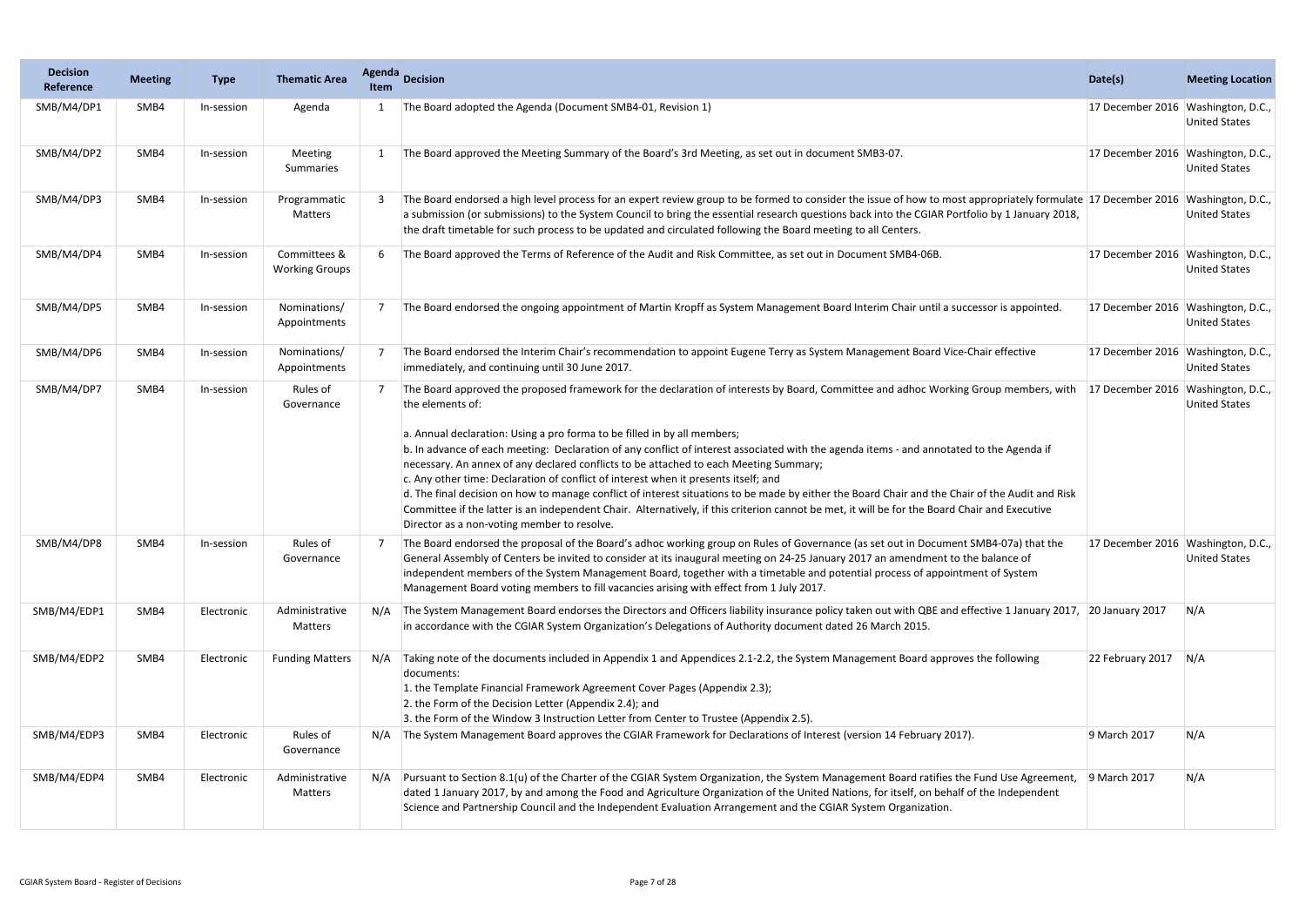| Decision Reference | Meeting | Type | Thematic Area | Agenda Item | Decision | Date(s) | Meeting Location |
|---|---|---|---|---|---|---|---|
| SMB/M4/DP1 | SMB4 | In-session | Agenda | 1 | The Board adopted the Agenda (Document SMB4-01, Revision 1) | 17 December 2016 | Washington, D.C., United States |
| SMB/M4/DP2 | SMB4 | In-session | Meeting Summaries | 1 | The Board approved the Meeting Summary of the Board's 3rd Meeting, as set out in document SMB3-07. | 17 December 2016 | Washington, D.C., United States |
| SMB/M4/DP3 | SMB4 | In-session | Programmatic Matters | 3 | The Board endorsed a high level process for an expert review group to be formed to consider the issue of how to most appropriately formulate a submission (or submissions) to the System Council to bring the essential research questions back into the CGIAR Portfolio by 1 January 2018, the draft timetable for such process to be updated and circulated following the Board meeting to all Centers. | 17 December 2016 | Washington, D.C., United States |
| SMB/M4/DP4 | SMB4 | In-session | Committees & Working Groups | 6 | The Board approved the Terms of Reference of the Audit and Risk Committee, as set out in Document SMB4-06B. | 17 December 2016 | Washington, D.C., United States |
| SMB/M4/DP5 | SMB4 | In-session | Nominations/ Appointments | 7 | The Board endorsed the ongoing appointment of Martin Kropff as System Management Board Interim Chair until a successor is appointed. | 17 December 2016 | Washington, D.C., United States |
| SMB/M4/DP6 | SMB4 | In-session | Nominations/ Appointments | 7 | The Board endorsed the Interim Chair's recommendation to appoint Eugene Terry as System Management Board Vice-Chair effective immediately, and continuing until 30 June 2017. | 17 December 2016 | Washington, D.C., United States |
| SMB/M4/DP7 | SMB4 | In-session | Rules of Governance | 7 | The Board approved the proposed framework for the declaration of interests by Board, Committee and adhoc Working Group members, with the elements of:<br><br>a. Annual declaration: Using a pro forma to be filled in by all members;<br>b. In advance of each meeting: Declaration of any conflict of interest associated with the agenda items - and annotated to the Agenda if necessary. An annex of any declared conflicts to be attached to each Meeting Summary;<br>c. Any other time: Declaration of conflict of interest when it presents itself; and<br>d. The final decision on how to manage conflict of interest situations to be made by either the Board Chair and the Chair of the Audit and Risk Committee if the latter is an independent Chair. Alternatively, if this criterion cannot be met, it will be for the Board Chair and Executive Director as a non-voting member to resolve. | 17 December 2016 | Washington, D.C., United States |
| SMB/M4/DP8 | SMB4 | In-session | Rules of Governance | 7 | The Board endorsed the proposal of the Board's adhoc working group on Rules of Governance (as set out in Document SMB4-07a) that the General Assembly of Centers be invited to consider at its inaugural meeting on 24-25 January 2017 an amendment to the balance of independent members of the System Management Board, together with a timetable and potential process of appointment of System Management Board voting members to fill vacancies arising with effect from 1 July 2017. | 17 December 2016 | Washington, D.C., United States |
| SMB/M4/EDP1 | SMB4 | Electronic | Administrative Matters | N/A | The System Management Board endorses the Directors and Officers liability insurance policy taken out with QBE and effective 1 January 2017, in accordance with the CGIAR System Organization's Delegations of Authority document dated 26 March 2015. | 20 January 2017 | N/A |
| SMB/M4/EDP2 | SMB4 | Electronic | Funding Matters | N/A | Taking note of the documents included in Appendix 1 and Appendices 2.1-2.2, the System Management Board approves the following documents:<br>1. the Template Financial Framework Agreement Cover Pages (Appendix 2.3);<br>2. the Form of the Decision Letter (Appendix 2.4); and<br>3. the Form of the Window 3 Instruction Letter from Center to Trustee (Appendix 2.5). | 22 February 2017 | N/A |
| SMB/M4/EDP3 | SMB4 | Electronic | Rules of Governance | N/A | The System Management Board approves the CGIAR Framework for Declarations of Interest (version 14 February 2017). | 9 March 2017 | N/A |
| SMB/M4/EDP4 | SMB4 | Electronic | Administrative Matters | N/A | Pursuant to Section 8.1(u) of the Charter of the CGIAR System Organization, the System Management Board ratifies the Fund Use Agreement, dated 1 January 2017, by and among the Food and Agriculture Organization of the United Nations, for itself, on behalf of the Independent Science and Partnership Council and the Independent Evaluation Arrangement and the CGIAR System Organization. | 9 March 2017 | N/A |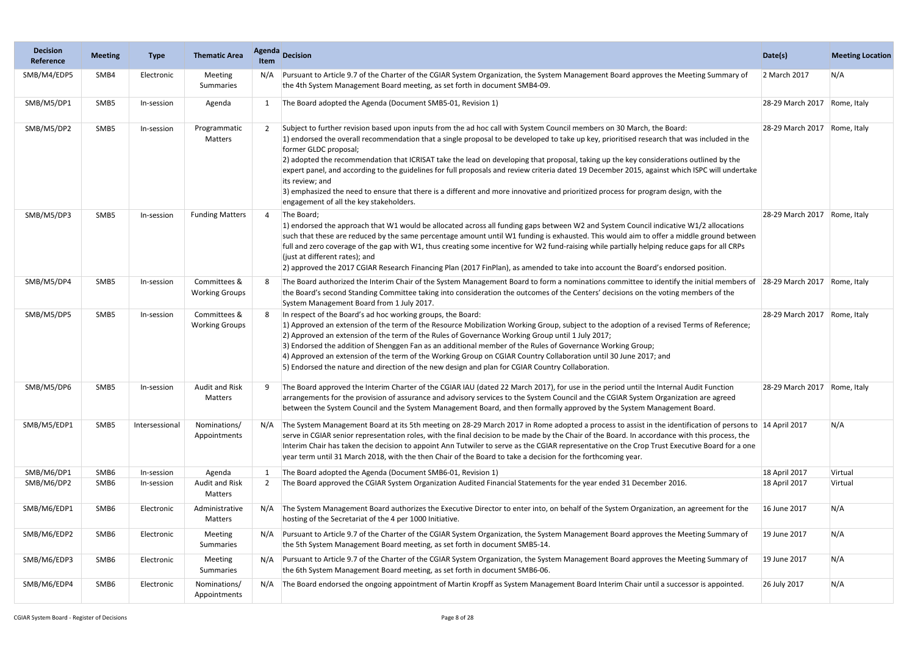| Decision Reference | Meeting | Type | Thematic Area | Agenda Item | Decision | Date(s) | Meeting Location |
|---|---|---|---|---|---|---|---|
| SMB/M4/EDP5 | SMB4 | Electronic | Meeting Summaries | N/A | Pursuant to Article 9.7 of the Charter of the CGIAR System Organization, the System Management Board approves the Meeting Summary of the 4th System Management Board meeting, as set forth in document SMB4-09. | 2 March 2017 | N/A |
| SMB/M5/DP1 | SMB5 | In-session | Agenda | 1 | The Board adopted the Agenda (Document SMB5-01, Revision 1) | 28-29 March 2017 | Rome, Italy |
| SMB/M5/DP2 | SMB5 | In-session | Programmatic Matters | 2 | Subject to further revision based upon inputs from the ad hoc call with System Council members on 30 March, the Board:<br>1) endorsed the overall recommendation that a single proposal to be developed to take up key, prioritised research that was included in the former GLDC proposal;<br>2) adopted the recommendation that ICRISAT take the lead on developing that proposal, taking up the key considerations outlined by the expert panel, and according to the guidelines for full proposals and review criteria dated 19 December 2015, against which ISPC will undertake its review; and<br>3) emphasized the need to ensure that there is a different and more innovative and prioritized process for program design, with the engagement of all the key stakeholders. | 28-29 March 2017 | Rome, Italy |
| SMB/M5/DP3 | SMB5 | In-session | Funding Matters | 4 | The Board;<br>1) endorsed the approach that W1 would be allocated across all funding gaps between W2 and System Council indicative W1/2 allocations such that these are reduced by the same percentage amount until W1 funding is exhausted. This would aim to offer a middle ground between full and zero coverage of the gap with W1, thus creating some incentive for W2 fund-raising while partially helping reduce gaps for all CRPs (just at different rates); and<br>2) approved the 2017 CGIAR Research Financing Plan (2017 FinPlan), as amended to take into account the Board's endorsed position. | 28-29 March 2017 | Rome, Italy |
| SMB/M5/DP4 | SMB5 | In-session | Committees & Working Groups | 8 | The Board authorized the Interim Chair of the System Management Board to form a nominations committee to identify the initial members of the Board's second Standing Committee taking into consideration the outcomes of the Centers' decisions on the voting members of the System Management Board from 1 July 2017. | 28-29 March 2017 | Rome, Italy |
| SMB/M5/DP5 | SMB5 | In-session | Committees & Working Groups | 8 | In respect of the Board's ad hoc working groups, the Board:<br>1) Approved an extension of the term of the Resource Mobilization Working Group, subject to the adoption of a revised Terms of Reference;<br>2) Approved an extension of the term of the Rules of Governance Working Group until 1 July 2017;<br>3) Endorsed the addition of Shenggen Fan as an additional member of the Rules of Governance Working Group;<br>4) Approved an extension of the term of the Working Group on CGIAR Country Collaboration until 30 June 2017; and<br>5) Endorsed the nature and direction of the new design and plan for CGIAR Country Collaboration. | 28-29 March 2017 | Rome, Italy |
| SMB/M5/DP6 | SMB5 | In-session | Audit and Risk Matters | 9 | The Board approved the Interim Charter of the CGIAR IAU (dated 22 March 2017), for use in the period until the Internal Audit Function arrangements for the provision of assurance and advisory services to the System Council and the CGIAR System Organization are agreed between the System Council and the System Management Board, and then formally approved by the System Management Board. | 28-29 March 2017 | Rome, Italy |
| SMB/M5/EDP1 | SMB5 | Intersessional | Nominations/ Appointments | N/A | The System Management Board at its 5th meeting on 28-29 March 2017 in Rome adopted a process to assist in the identification of persons to serve in CGIAR senior representation roles, with the final decision to be made by the Chair of the Board. In accordance with this process, the Interim Chair has taken the decision to appoint Ann Tutwiler to serve as the CGIAR representative on the Crop Trust Executive Board for a one year term until 31 March 2018, with the then Chair of the Board to take a decision for the forthcoming year. | 14 April 2017 | N/A |
| SMB/M6/DP1 | SMB6 | In-session | Agenda | 1 | The Board adopted the Agenda (Document SMB6-01, Revision 1) | 18 April 2017 | Virtual |
| SMB/M6/DP2 | SMB6 | In-session | Audit and Risk Matters | 2 | The Board approved the CGIAR System Organization Audited Financial Statements for the year ended 31 December 2016. | 18 April 2017 | Virtual |
| SMB/M6/EDP1 | SMB6 | Electronic | Administrative Matters | N/A | The System Management Board authorizes the Executive Director to enter into, on behalf of the System Organization, an agreement for the hosting of the Secretariat of the 4 per 1000 Initiative. | 16 June 2017 | N/A |
| SMB/M6/EDP2 | SMB6 | Electronic | Meeting Summaries | N/A | Pursuant to Article 9.7 of the Charter of the CGIAR System Organization, the System Management Board approves the Meeting Summary of the 5th System Management Board meeting, as set forth in document SMB5-14. | 19 June 2017 | N/A |
| SMB/M6/EDP3 | SMB6 | Electronic | Meeting Summaries | N/A | Pursuant to Article 9.7 of the Charter of the CGIAR System Organization, the System Management Board approves the Meeting Summary of the 6th System Management Board meeting, as set forth in document SMB6-06. | 19 June 2017 | N/A |
| SMB/M6/EDP4 | SMB6 | Electronic | Nominations/ Appointments | N/A | The Board endorsed the ongoing appointment of Martin Kropff as System Management Board Interim Chair until a successor is appointed. | 26 July 2017 | N/A |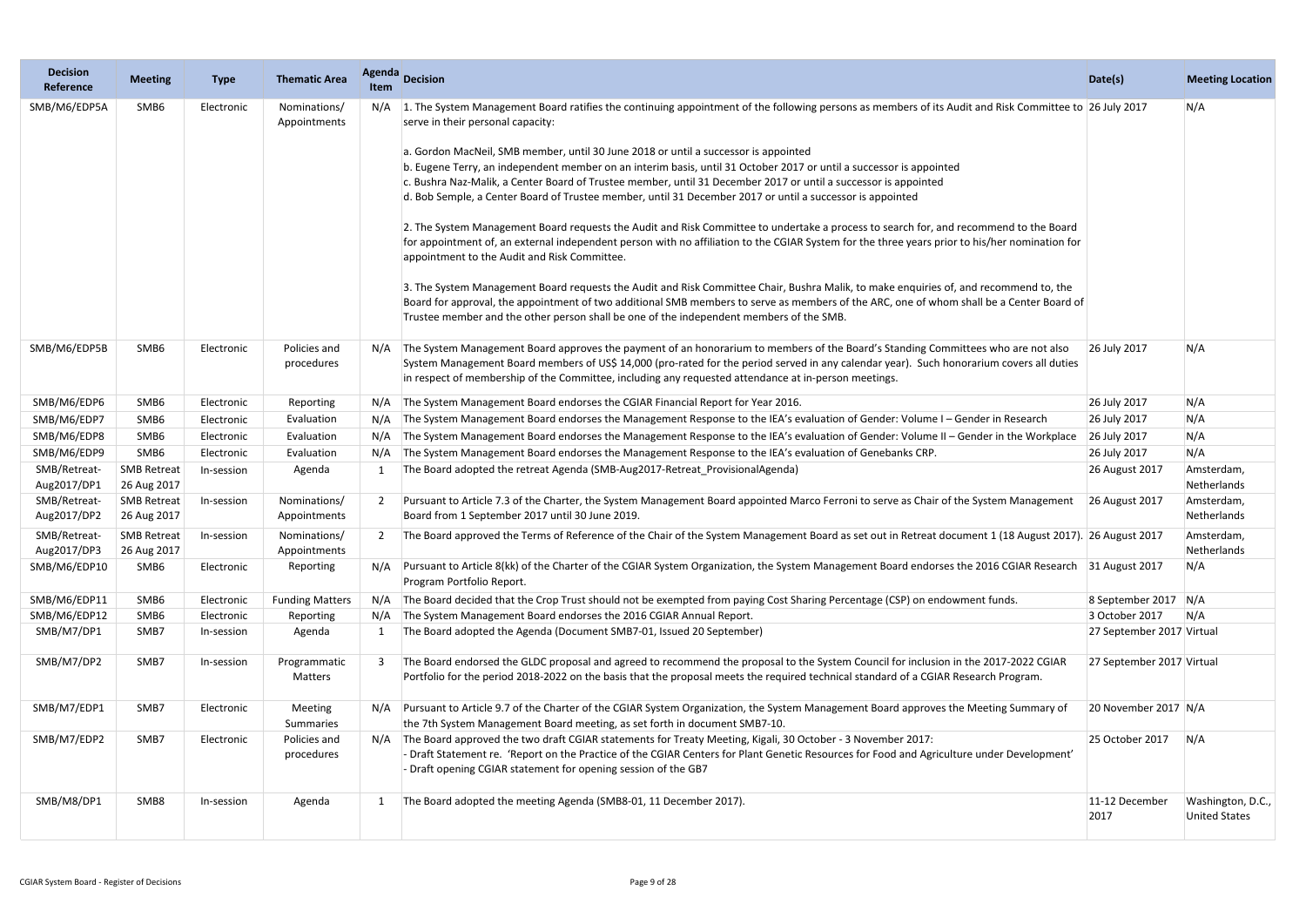| Decision Reference | Meeting | Type | Thematic Area | Agenda Item | Decision | Date(s) | Meeting Location |
|---|---|---|---|---|---|---|---|
| SMB/M6/EDP5A | SMB6 | Electronic | Nominations/ Appointments | N/A | 1. The System Management Board ratifies the continuing appointment of the following persons as members of its Audit and Risk Committee to serve in their personal capacity:<br><br>a. Gordon MacNeil, SMB member, until 30 June 2018 or until a successor is appointed<br>b. Eugene Terry, an independent member on an interim basis, until 31 October 2017 or until a successor is appointed<br>c. Bushra Naz-Malik, a Center Board of Trustee member, until 31 December 2017 or until a successor is appointed<br>d. Bob Semple, a Center Board of Trustee member, until 31 December 2017 or until a successor is appointed<br><br>2. The System Management Board requests the Audit and Risk Committee to undertake a process to search for, and recommend to the Board for appointment of, an external independent person with no affiliation to the CGIAR System for the three years prior to his/her nomination for appointment to the Audit and Risk Committee.<br><br>3. The System Management Board requests the Audit and Risk Committee Chair, Bushra Malik, to make enquiries of, and recommend to, the Board for approval, the appointment of two additional SMB members to serve as members of the ARC, one of whom shall be a Center Board of Trustee member and the other person shall be one of the independent members of the SMB. | 26 July 2017 | N/A |
| SMB/M6/EDP5B | SMB6 | Electronic | Policies and procedures | N/A | The System Management Board approves the payment of an honorarium to members of the Board's Standing Committees who are not also System Management Board members of US$ 14,000 (pro-rated for the period served in any calendar year). Such honorarium covers all duties in respect of membership of the Committee, including any requested attendance at in-person meetings. | 26 July 2017 | N/A |
| SMB/M6/EDP6 | SMB6 | Electronic | Reporting | N/A | The System Management Board endorses the CGIAR Financial Report for Year 2016. | 26 July 2017 | N/A |
| SMB/M6/EDP7 | SMB6 | Electronic | Evaluation | N/A | The System Management Board endorses the Management Response to the IEA's evaluation of Gender: Volume I – Gender in Research | 26 July 2017 | N/A |
| SMB/M6/EDP8 | SMB6 | Electronic | Evaluation | N/A | The System Management Board endorses the Management Response to the IEA's evaluation of Gender: Volume II – Gender in the Workplace | 26 July 2017 | N/A |
| SMB/M6/EDP9 | SMB6 | Electronic | Evaluation | N/A | The System Management Board endorses the Management Response to the IEA's evaluation of Genebanks CRP. | 26 July 2017 | N/A |
| SMB/Retreat-Aug2017/DP1 | SMB Retreat 26 Aug 2017 | In-session | Agenda | 1 | The Board adopted the retreat Agenda (SMB-Aug2017-Retreat_ProvisionalAgenda) | 26 August 2017 | Amsterdam, Netherlands |
| SMB/Retreat-Aug2017/DP2 | SMB Retreat 26 Aug 2017 | In-session | Nominations/ Appointments | 2 | Pursuant to Article 7.3 of the Charter, the System Management Board appointed Marco Ferroni to serve as Chair of the System Management Board from 1 September 2017 until 30 June 2019. | 26 August 2017 | Amsterdam, Netherlands |
| SMB/Retreat-Aug2017/DP3 | SMB Retreat 26 Aug 2017 | In-session | Nominations/ Appointments | 2 | The Board approved the Terms of Reference of the Chair of the System Management Board as set out in Retreat document 1 (18 August 2017). | 26 August 2017 | Amsterdam, Netherlands |
| SMB/M6/EDP10 | SMB6 | Electronic | Reporting | N/A | Pursuant to Article 8(kk) of the Charter of the CGIAR System Organization, the System Management Board endorses the 2016 CGIAR Research Program Portfolio Report. | 31 August 2017 | N/A |
| SMB/M6/EDP11 | SMB6 | Electronic | Funding Matters | N/A | The Board decided that the Crop Trust should not be exempted from paying Cost Sharing Percentage (CSP) on endowment funds. | 8 September 2017 | N/A |
| SMB/M6/EDP12 | SMB6 | Electronic | Reporting | N/A | The System Management Board endorses the 2016 CGIAR Annual Report. | 3 October 2017 | N/A |
| SMB/M7/DP1 | SMB7 | In-session | Agenda | 1 | The Board adopted the Agenda (Document SMB7-01, Issued 20 September) | 27 September 2017 | Virtual |
| SMB/M7/DP2 | SMB7 | In-session | Programmatic Matters | 3 | The Board endorsed the GLDC proposal and agreed to recommend the proposal to the System Council for inclusion in the 2017-2022 CGIAR Portfolio for the period 2018-2022 on the basis that the proposal meets the required technical standard of a CGIAR Research Program. | 27 September 2017 | Virtual |
| SMB/M7/EDP1 | SMB7 | Electronic | Meeting Summaries | N/A | Pursuant to Article 9.7 of the Charter of the CGIAR System Organization, the System Management Board approves the Meeting Summary of the 7th System Management Board meeting, as set forth in document SMB7-10. | 20 November 2017 | N/A |
| SMB/M7/EDP2 | SMB7 | Electronic | Policies and procedures | N/A | The Board approved the two draft CGIAR statements for Treaty Meeting, Kigali, 30 October - 3 November 2017:<br>- Draft Statement re. 'Report on the Practice of the CGIAR Centers for Plant Genetic Resources for Food and Agriculture under Development'<br>- Draft opening CGIAR statement for opening session of the GB7 | 25 October 2017 | N/A |
| SMB/M8/DP1 | SMB8 | In-session | Agenda | 1 | The Board adopted the meeting Agenda (SMB8-01, 11 December 2017). | 11-12 December 2017 | Washington, D.C., United States |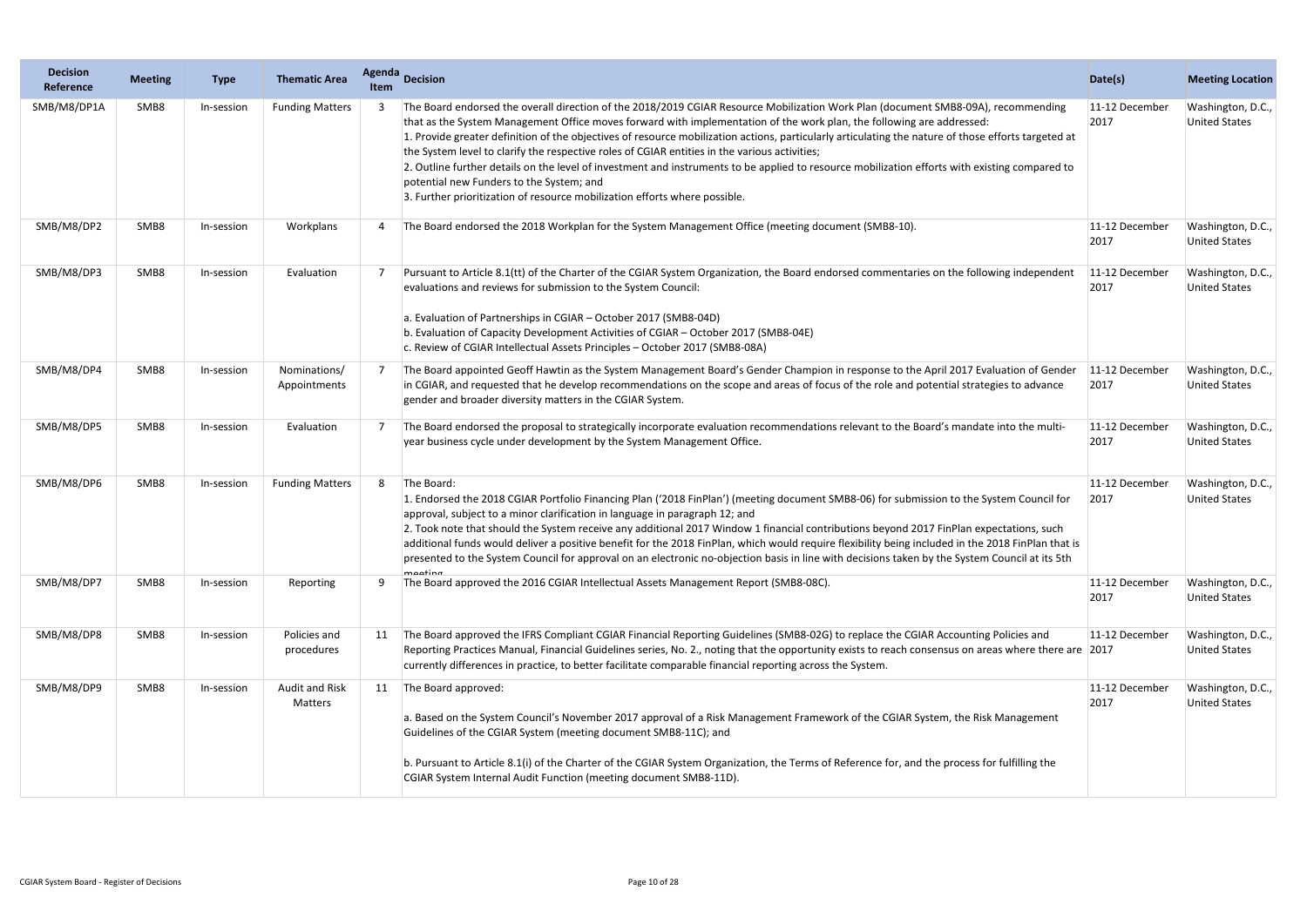| Decision Reference | Meeting | Type | Thematic Area | Agenda Item | Decision | Date(s) | Meeting Location |
|---|---|---|---|---|---|---|---|
| SMB/M8/DP1A | SMB8 | In-session | Funding Matters | 3 | The Board endorsed the overall direction of the 2018/2019 CGIAR Resource Mobilization Work Plan (document SMB8-09A), recommending that as the System Management Office moves forward with implementation of the work plan, the following are addressed:<br>1. Provide greater definition of the objectives of resource mobilization actions, particularly articulating the nature of those efforts targeted at the System level to clarify the respective roles of CGIAR entities in the various activities;<br>2. Outline further details on the level of investment and instruments to be applied to resource mobilization efforts with existing compared to potential new Funders to the System; and<br>3. Further prioritization of resource mobilization efforts where possible. | 11-12 December 2017 | Washington, D.C., United States |
| SMB/M8/DP2 | SMB8 | In-session | Workplans | 4 | The Board endorsed the 2018 Workplan for the System Management Office (meeting document (SMB8-10). | 11-12 December 2017 | Washington, D.C., United States |
| SMB/M8/DP3 | SMB8 | In-session | Evaluation | 7 | Pursuant to Article 8.1(tt) of the Charter of the CGIAR System Organization, the Board endorsed commentaries on the following independent evaluations and reviews for submission to the System Council:<br><br>a. Evaluation of Partnerships in CGIAR – October 2017 (SMB8-04D)<br>b. Evaluation of Capacity Development Activities of CGIAR – October 2017 (SMB8-04E)<br>c. Review of CGIAR Intellectual Assets Principles – October 2017 (SMB8-08A) | 11-12 December 2017 | Washington, D.C., United States |
| SMB/M8/DP4 | SMB8 | In-session | Nominations/ Appointments | 7 | The Board appointed Geoff Hawtin as the System Management Board's Gender Champion in response to the April 2017 Evaluation of Gender in CGIAR, and requested that he develop recommendations on the scope and areas of focus of the role and potential strategies to advance gender and broader diversity matters in the CGIAR System. | 11-12 December 2017 | Washington, D.C., United States |
| SMB/M8/DP5 | SMB8 | In-session | Evaluation | 7 | The Board endorsed the proposal to strategically incorporate evaluation recommendations relevant to the Board's mandate into the multi-year business cycle under development by the System Management Office. | 11-12 December 2017 | Washington, D.C., United States |
| SMB/M8/DP6 | SMB8 | In-session | Funding Matters | 8 | The Board:<br>1. Endorsed the 2018 CGIAR Portfolio Financing Plan ('2018 FinPlan') (meeting document SMB8-06) for submission to the System Council for approval, subject to a minor clarification in language in paragraph 12; and<br>2. Took note that should the System receive any additional 2017 Window 1 financial contributions beyond 2017 FinPlan expectations, such additional funds would deliver a positive benefit for the 2018 FinPlan, which would require flexibility being included in the 2018 FinPlan that is presented to the System Council for approval on an electronic no-objection basis in line with decisions taken by the System Council at its 5th meeting | 11-12 December 2017 | Washington, D.C., United States |
| SMB/M8/DP7 | SMB8 | In-session | Reporting | 9 | The Board approved the 2016 CGIAR Intellectual Assets Management Report (SMB8-08C). | 11-12 December 2017 | Washington, D.C., United States |
| SMB/M8/DP8 | SMB8 | In-session | Policies and procedures | 11 | The Board approved the IFRS Compliant CGIAR Financial Reporting Guidelines (SMB8-02G) to replace the CGIAR Accounting Policies and Reporting Practices Manual, Financial Guidelines series, No. 2., noting that the opportunity exists to reach consensus on areas where there are currently differences in practice, to better facilitate comparable financial reporting across the System. | 11-12 December 2017 | Washington, D.C., United States |
| SMB/M8/DP9 | SMB8 | In-session | Audit and Risk Matters | 11 | The Board approved:<br><br>a. Based on the System Council's November 2017 approval of a Risk Management Framework of the CGIAR System, the Risk Management Guidelines of the CGIAR System (meeting document SMB8-11C); and<br><br>b. Pursuant to Article 8.1(i) of the Charter of the CGIAR System Organization, the Terms of Reference for, and the process for fulfilling the CGIAR System Internal Audit Function (meeting document SMB8-11D). | 11-12 December 2017 | Washington, D.C., United States |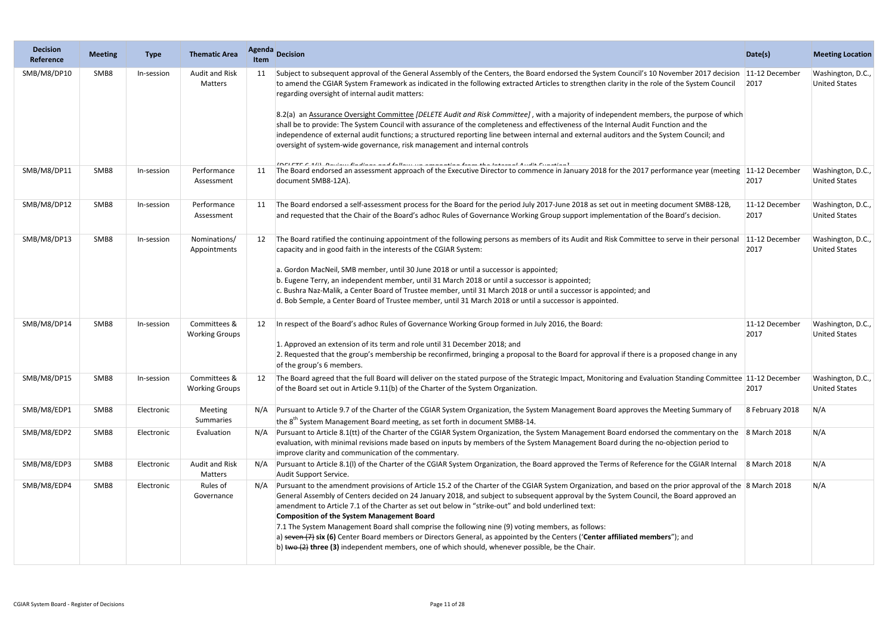| Decision Reference | Meeting | Type | Thematic Area | Agenda Item | Decision | Date(s) | Meeting Location |
|---|---|---|---|---|---|---|---|
| SMB/M8/DP10 | SMB8 | In-session | Audit and Risk Matters | 11 | Subject to subsequent approval of the General Assembly of the Centers, the Board endorsed the System Council's 10 November 2017 decision to amend the CGIAR System Framework as indicated in the following extracted Articles to strengthen clarity in the role of the System Council regarding oversight of internal audit matters:<br><br>8.2(a) an Assurance Oversight Committee *[DELETE Audit and Risk Committee]* , with a majority of independent members, the purpose of which shall be to provide: The System Council with assurance of the completeness and effectiveness of the Internal Audit Function and the independence of external audit functions; a structured reporting line between internal and external auditors and the System Council; and oversight of system-wide governance, risk management and internal controls<br><br>*[DELETE 6.1(i) Review findings and follow-up emanating from the Internal Audit Function]* | 11-12 December 2017 | Washington, D.C., United States |
| SMB/M8/DP11 | SMB8 | In-session | Performance Assessment | 11 | The Board endorsed an assessment approach of the Executive Director to commence in January 2018 for the 2017 performance year (meeting document SMB8-12A). | 11-12 December 2017 | Washington, D.C., United States |
| SMB/M8/DP12 | SMB8 | In-session | Performance Assessment | 11 | The Board endorsed a self-assessment process for the Board for the period July 2017-June 2018 as set out in meeting document SMB8-12B, and requested that the Chair of the Board's adhoc Rules of Governance Working Group support implementation of the Board's decision. | 11-12 December 2017 | Washington, D.C., United States |
| SMB/M8/DP13 | SMB8 | In-session | Nominations/ Appointments | 12 | The Board ratified the continuing appointment of the following persons as members of its Audit and Risk Committee to serve in their personal capacity and in good faith in the interests of the CGIAR System:<br><br>a. Gordon MacNeil, SMB member, until 30 June 2018 or until a successor is appointed;<br>b. Eugene Terry, an independent member, until 31 March 2018 or until a successor is appointed;<br>c. Bushra Naz-Malik, a Center Board of Trustee member, until 31 March 2018 or until a successor is appointed; and<br>d. Bob Semple, a Center Board of Trustee member, until 31 March 2018 or until a successor is appointed. | 11-12 December 2017 | Washington, D.C., United States |
| SMB/M8/DP14 | SMB8 | In-session | Committees & Working Groups | 12 | In respect of the Board's adhoc Rules of Governance Working Group formed in July 2016, the Board:<br><br>1. Approved an extension of its term and role until 31 December 2018; and<br>2. Requested that the group's membership be reconfirmed, bringing a proposal to the Board for approval if there is a proposed change in any of the group's 6 members. | 11-12 December 2017 | Washington, D.C., United States |
| SMB/M8/DP15 | SMB8 | In-session | Committees & Working Groups | 12 | The Board agreed that the full Board will deliver on the stated purpose of the Strategic Impact, Monitoring and Evaluation Standing Committee of the Board set out in Article 9.11(b) of the Charter of the System Organization. | 11-12 December 2017 | Washington, D.C., United States |
| SMB/M8/EDP1 | SMB8 | Electronic | Meeting Summaries | N/A | Pursuant to Article 9.7 of the Charter of the CGIAR System Organization, the System Management Board approves the Meeting Summary of the 8th System Management Board meeting, as set forth in document SMB8-14. | 8 February 2018 | N/A |
| SMB/M8/EDP2 | SMB8 | Electronic | Evaluation | N/A | Pursuant to Article 8.1(tt) of the Charter of the CGIAR System Organization, the System Management Board endorsed the commentary on the evaluation, with minimal revisions made based on inputs by members of the System Management Board during the no-objection period to improve clarity and communication of the commentary. | 8 March 2018 | N/A |
| SMB/M8/EDP3 | SMB8 | Electronic | Audit and Risk Matters | N/A | Pursuant to Article 8.1(l) of the Charter of the CGIAR System Organization, the Board approved the Terms of Reference for the CGIAR Internal Audit Support Service. | 8 March 2018 | N/A |
| SMB/M8/EDP4 | SMB8 | Electronic | Rules of Governance | N/A | Pursuant to the amendment provisions of Article 15.2 of the Charter of the CGIAR System Organization, and based on the prior approval of the General Assembly of Centers decided on 24 January 2018, and subject to subsequent approval by the System Council, the Board approved an amendment to Article 7.1 of the Charter as set out below in "strike-out" and bold underlined text:<br>**Composition of the System Management Board**<br>7.1 The System Management Board shall comprise the following nine (9) voting members, as follows:<br>a) ~~seven (7)~~ **six (6)** Center Board members or Directors General, as appointed by the Centers ('**Center affiliated members**"); and<br>b) ~~two (2)~~ **three (3)** independent members, one of which should, whenever possible, be the Chair. | 8 March 2018 | N/A |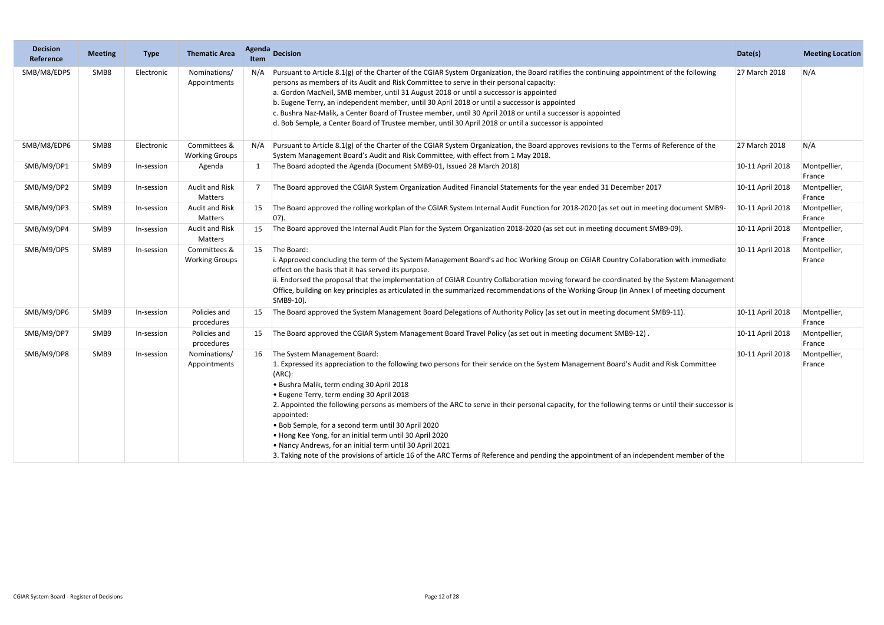| Decision Reference | Meeting | Type | Thematic Area | Agenda Item | Decision | Date(s) | Meeting Location |
|---|---|---|---|---|---|---|---|
| SMB/M8/EDP5 | SMB8 | Electronic | Nominations/ Appointments | N/A | Pursuant to Article 8.1(g) of the Charter of the CGIAR System Organization, the Board ratifies the continuing appointment of the following persons as members of its Audit and Risk Committee to serve in their personal capacity:<br>a. Gordon MacNeil, SMB member, until 31 August 2018 or until a successor is appointed<br>b. Eugene Terry, an independent member, until 30 April 2018 or until a successor is appointed<br>c. Bushra Naz-Malik, a Center Board of Trustee member, until 30 April 2018 or until a successor is appointed<br>d. Bob Semple, a Center Board of Trustee member, until 30 April 2018 or until a successor is appointed | 27 March 2018 | N/A |
| SMB/M8/EDP6 | SMB8 | Electronic | Committees & Working Groups | N/A | Pursuant to Article 8.1(g) of the Charter of the CGIAR System Organization, the Board approves revisions to the Terms of Reference of the System Management Board's Audit and Risk Committee, with effect from 1 May 2018. | 27 March 2018 | N/A |
| SMB/M9/DP1 | SMB9 | In-session | Agenda | 1 | The Board adopted the Agenda (Document SMB9-01, Issued 28 March 2018) | 10-11 April 2018 | Montpellier, France |
| SMB/M9/DP2 | SMB9 | In-session | Audit and Risk Matters | 7 | The Board approved the CGIAR System Organization Audited Financial Statements for the year ended 31 December 2017 | 10-11 April 2018 | Montpellier, France |
| SMB/M9/DP3 | SMB9 | In-session | Audit and Risk Matters | 15 | The Board approved the rolling workplan of the CGIAR System Internal Audit Function for 2018-2020 (as set out in meeting document SMB9-07). | 10-11 April 2018 | Montpellier, France |
| SMB/M9/DP4 | SMB9 | In-session | Audit and Risk Matters | 15 | The Board approved the Internal Audit Plan for the System Organization 2018-2020 (as set out in meeting document SMB9-09). | 10-11 April 2018 | Montpellier, France |
| SMB/M9/DP5 | SMB9 | In-session | Committees & Working Groups | 15 | The Board:<br>i. Approved concluding the term of the System Management Board's ad hoc Working Group on CGIAR Country Collaboration with immediate effect on the basis that it has served its purpose.<br>ii. Endorsed the proposal that the implementation of CGIAR Country Collaboration moving forward be coordinated by the System Management Office, building on key principles as articulated in the summarized recommendations of the Working Group (in Annex I of meeting document SMB9-10). | 10-11 April 2018 | Montpellier, France |
| SMB/M9/DP6 | SMB9 | In-session | Policies and procedures | 15 | The Board approved the System Management Board Delegations of Authority Policy (as set out in meeting document SMB9-11). | 10-11 April 2018 | Montpellier, France |
| SMB/M9/DP7 | SMB9 | In-session | Policies and procedures | 15 | The Board approved the CGIAR System Management Board Travel Policy (as set out in meeting document SMB9-12) . | 10-11 April 2018 | Montpellier, France |
| SMB/M9/DP8 | SMB9 | In-session | Nominations/ Appointments | 16 | The System Management Board:<br>1. Expressed its appreciation to the following two persons for their service on the System Management Board's Audit and Risk Committee (ARC):<br>• Bushra Malik, term ending 30 April 2018<br>• Eugene Terry, term ending 30 April 2018<br>2. Appointed the following persons as members of the ARC to serve in their personal capacity, for the following terms or until their successor is appointed:<br>• Bob Semple, for a second term until 30 April 2020<br>• Hong Kee Yong, for an initial term until 30 April 2020<br>• Nancy Andrews, for an initial term until 30 April 2021<br>3. Taking note of the provisions of article 16 of the ARC Terms of Reference and pending the appointment of an independent member of the | 10-11 April 2018 | Montpellier, France |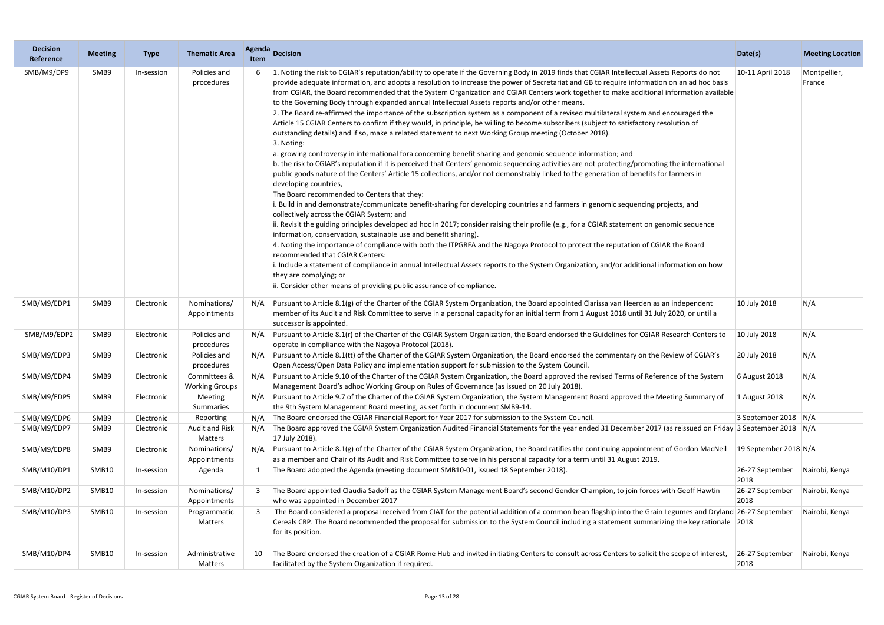| Decision Reference | Meeting | Type | Thematic Area | Agenda Item | Decision | Date(s) | Meeting Location |
|---|---|---|---|---|---|---|---|
| SMB/M9/DP9 | SMB9 | In-session | Policies and procedures | 6 | 1. Noting the risk to CGIAR's reputation/ability to operate if the Governing Body in 2019 finds that CGIAR Intellectual Assets Reports do not provide adequate information, and adopts a resolution to increase the power of Secretariat and GB to require information on an ad hoc basis from CGIAR, the Board recommended that the System Organization and CGIAR Centers work together to make additional information available to the Governing Body through expanded annual Intellectual Assets reports and/or other means.<br>2. The Board re-affirmed the importance of the subscription system as a component of a revised multilateral system and encouraged the Article 15 CGIAR Centers to confirm if they would, in principle, be willing to become subscribers (subject to satisfactory resolution of outstanding details) and if so, make a related statement to next Working Group meeting (October 2018).<br>3. Noting:<br>a. growing controversy in international fora concerning benefit sharing and genomic sequence information; and<br>b. the risk to CGIAR's reputation if it is perceived that Centers' genomic sequencing activities are not protecting/promoting the international public goods nature of the Centers' Article 15 collections, and/or not demonstrably linked to the generation of benefits for farmers in developing countries,<br>The Board recommended to Centers that they:<br>i. Build in and demonstrate/communicate benefit-sharing for developing countries and farmers in genomic sequencing projects, and collectively across the CGIAR System; and<br>ii. Revisit the guiding principles developed ad hoc in 2017; consider raising their profile (e.g., for a CGIAR statement on genomic sequence information, conservation, sustainable use and benefit sharing).<br>4. Noting the importance of compliance with both the ITPGRFA and the Nagoya Protocol to protect the reputation of CGIAR the Board recommended that CGIAR Centers:<br>i. Include a statement of compliance in annual Intellectual Assets reports to the System Organization, and/or additional information on how they are complying; or<br>ii. Consider other means of providing public assurance of compliance. | 10-11 April 2018 | Montpellier, France |
| SMB/M9/EDP1 | SMB9 | Electronic | Nominations/ Appointments | N/A | Pursuant to Article 8.1(g) of the Charter of the CGIAR System Organization, the Board appointed Clarissa van Heerden as an independent member of its Audit and Risk Committee to serve in a personal capacity for an initial term from 1 August 2018 until 31 July 2020, or until a successor is appointed. | 10 July 2018 | N/A |
| SMB/M9/EDP2 | SMB9 | Electronic | Policies and procedures | N/A | Pursuant to Article 8.1(r) of the Charter of the CGIAR System Organization, the Board endorsed the Guidelines for CGIAR Research Centers to operate in compliance with the Nagoya Protocol (2018). | 10 July 2018 | N/A |
| SMB/M9/EDP3 | SMB9 | Electronic | Policies and procedures | N/A | Pursuant to Article 8.1(tt) of the Charter of the CGIAR System Organization, the Board endorsed the commentary on the Review of CGIAR's Open Access/Open Data Policy and implementation support for submission to the System Council. | 20 July 2018 | N/A |
| SMB/M9/EDP4 | SMB9 | Electronic | Committees & Working Groups | N/A | Pursuant to Article 9.10 of the Charter of the CGIAR System Organization, the Board approved the revised Terms of Reference of the System Management Board's adhoc Working Group on Rules of Governance (as issued on 20 July 2018). | 6 August 2018 | N/A |
| SMB/M9/EDP5 | SMB9 | Electronic | Meeting Summaries | N/A | Pursuant to Article 9.7 of the Charter of the CGIAR System Organization, the System Management Board approved the Meeting Summary of the 9th System Management Board meeting, as set forth in document SMB9-14. | 1 August 2018 | N/A |
| SMB/M9/EDP6 | SMB9 | Electronic | Reporting | N/A | The Board endorsed the CGIAR Financial Report for Year 2017 for submission to the System Council. | 3 September 2018 | N/A |
| SMB/M9/EDP7 | SMB9 | Electronic | Audit and Risk Matters | N/A | The Board approved the CGIAR System Organization Audited Financial Statements for the year ended 31 December 2017 (as reissued on Friday 17 July 2018). | 3 September 2018 | N/A |
| SMB/M9/EDP8 | SMB9 | Electronic | Nominations/ Appointments | N/A | Pursuant to Article 8.1(g) of the Charter of the CGIAR System Organization, the Board ratifies the continuing appointment of Gordon MacNeil as a member and Chair of its Audit and Risk Committee to serve in his personal capacity for a term until 31 August 2019. | 19 September 2018 | N/A |
| SMB/M10/DP1 | SMB10 | In-session | Agenda | 1 | The Board adopted the Agenda (meeting document SMB10-01, issued 18 September 2018). | 26-27 September 2018 | Nairobi, Kenya |
| SMB/M10/DP2 | SMB10 | In-session | Nominations/ Appointments | 3 | The Board appointed Claudia Sadoff as the CGIAR System Management Board's second Gender Champion, to join forces with Geoff Hawtin who was appointed in December 2017 | 26-27 September 2018 | Nairobi, Kenya |
| SMB/M10/DP3 | SMB10 | In-session | Programmatic Matters | 3 | The Board considered a proposal received from CIAT for the potential addition of a common bean flagship into the Grain Legumes and Dryland Cereals CRP. The Board recommended the proposal for submission to the System Council including a statement summarizing the key rationale for its position. | 26-27 September 2018 | Nairobi, Kenya |
| SMB/M10/DP4 | SMB10 | In-session | Administrative Matters | 10 | The Board endorsed the creation of a CGIAR Rome Hub and invited initiating Centers to consult across Centers to solicit the scope of interest, facilitated by the System Organization if required. | 26-27 September 2018 | Nairobi, Kenya |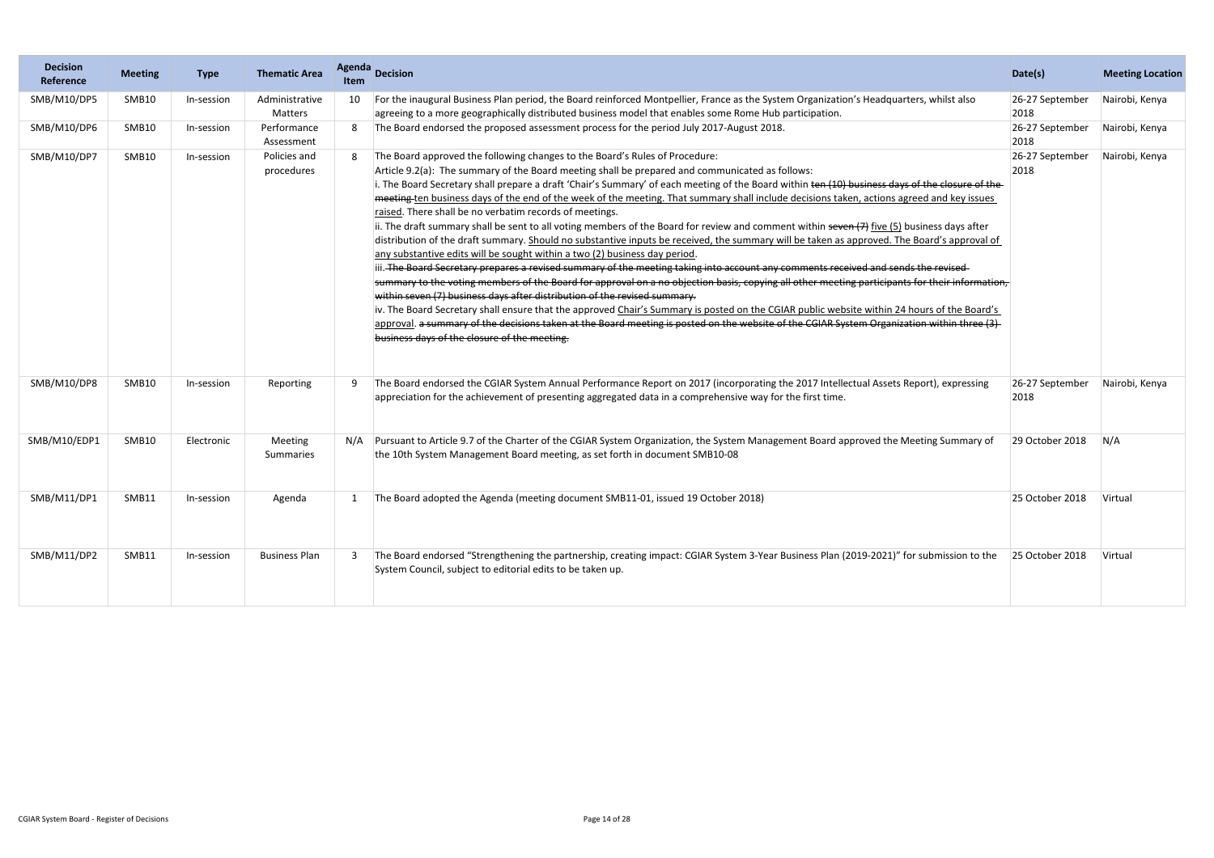| Decision Reference | Meeting | Type | Thematic Area | Agenda Item | Decision | Date(s) | Meeting Location |
|---|---|---|---|---|---|---|---|
| SMB/M10/DP5 | SMB10 | In-session | Administrative Matters | 10 | For the inaugural Business Plan period, the Board reinforced Montpellier, France as the System Organization's Headquarters, whilst also agreeing to a more geographically distributed business model that enables some Rome Hub participation. | 26-27 September 2018 | Nairobi, Kenya |
| SMB/M10/DP6 | SMB10 | In-session | Performance Assessment | 8 | The Board endorsed the proposed assessment process for the period July 2017-August 2018. | 26-27 September 2018 | Nairobi, Kenya |
| SMB/M10/DP7 | SMB10 | In-session | Policies and procedures | 8 | The Board approved the following changes to the Board's Rules of Procedure:<br>Article 9.2(a): The summary of the Board meeting shall be prepared and communicated as follows:<br>i. The Board Secretary shall prepare a draft 'Chair's Summary' of each meeting of the Board within ~~ten (10) business days of the closure of the meeting~~ <u>ten business days of the end of the week of the meeting. That summary shall include decisions taken, actions agreed and key issues raised</u>. There shall be no verbatim records of meetings.<br>ii. The draft summary shall be sent to all voting members of the Board for review and comment within ~~seven (7)~~ <u>five (5)</u> business days after distribution of the draft summary. <u>Should no substantive inputs be received, the summary will be taken as approved. The Board's approval of any substantive edits will be sought within a two (2) business day period</u>.<br>iii. ~~The Board Secretary prepares a revised summary of the meeting taking into account any comments received and sends the revised summary to the voting members of the Board for approval on a no objection basis, copying all other meeting participants for their information, within seven (7) business days after distribution of the revised summary.~~<br>iv. The Board Secretary shall ensure that the approved <u>Chair's Summary is posted on the CGIAR public website within 24 hours of the Board's approval</u>. ~~a summary of the decisions taken at the Board meeting is posted on the website of the CGIAR System Organization within three (3) business days of the closure of the meeting.~~ | 26-27 September 2018 | Nairobi, Kenya |
| SMB/M10/DP8 | SMB10 | In-session | Reporting | 9 | The Board endorsed the CGIAR System Annual Performance Report on 2017 (incorporating the 2017 Intellectual Assets Report), expressing appreciation for the achievement of presenting aggregated data in a comprehensive way for the first time. | 26-27 September 2018 | Nairobi, Kenya |
| SMB/M10/EDP1 | SMB10 | Electronic | Meeting Summaries | N/A | Pursuant to Article 9.7 of the Charter of the CGIAR System Organization, the System Management Board approved the Meeting Summary of the 10th System Management Board meeting, as set forth in document SMB10-08 | 29 October 2018 | N/A |
| SMB/M11/DP1 | SMB11 | In-session | Agenda | 1 | The Board adopted the Agenda (meeting document SMB11-01, issued 19 October 2018) | 25 October 2018 | Virtual |
| SMB/M11/DP2 | SMB11 | In-session | Business Plan | 3 | The Board endorsed "Strengthening the partnership, creating impact: CGIAR System 3-Year Business Plan (2019-2021)" for submission to the System Council, subject to editorial edits to be taken up. | 25 October 2018 | Virtual |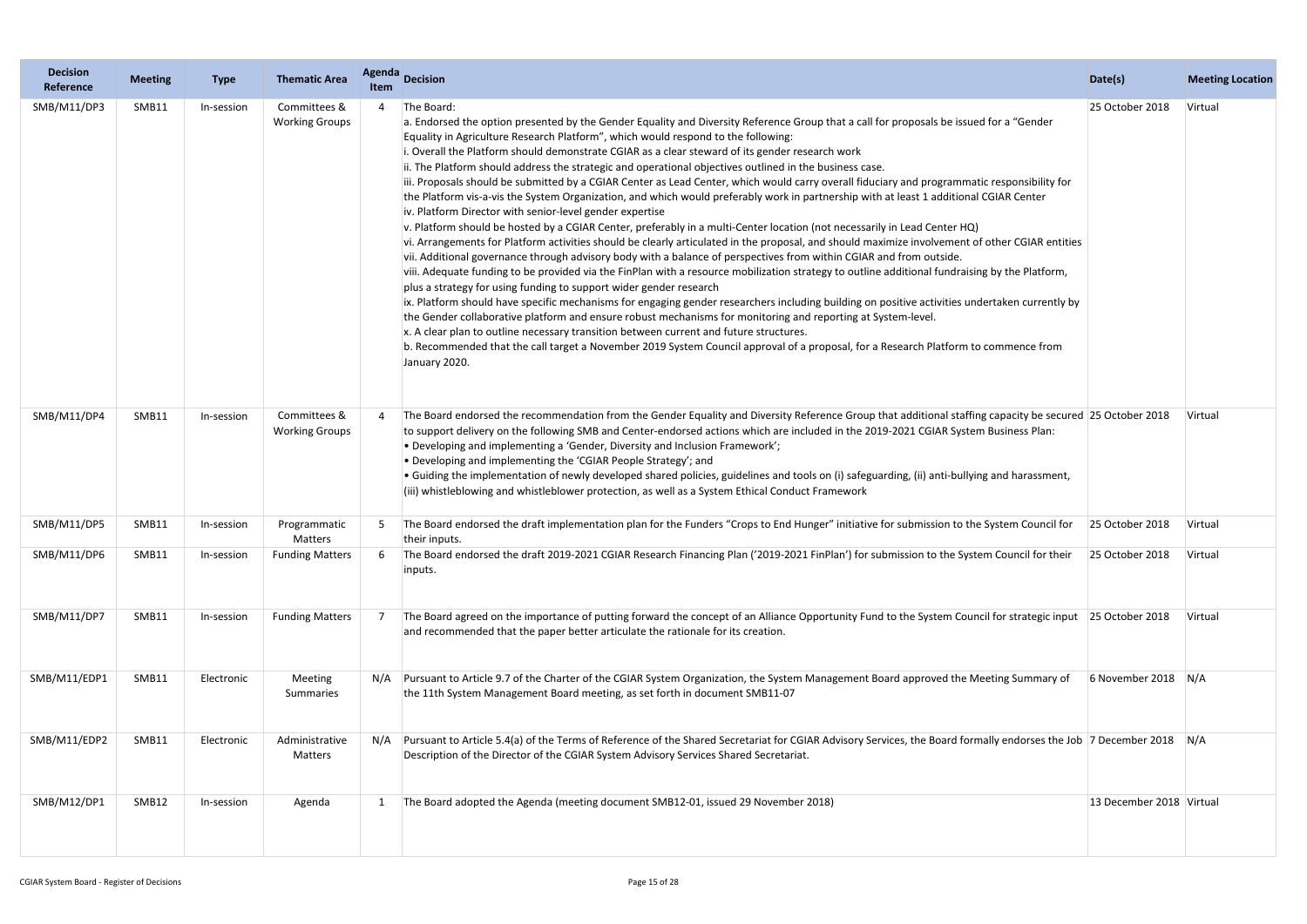| Decision Reference | Meeting | Type | Thematic Area | Agenda Item | Decision | Date(s) | Meeting Location |
|---|---|---|---|---|---|---|---|
| SMB/M11/DP3 | SMB11 | In-session | Committees & Working Groups | 4 | The Board:<br>a. Endorsed the option presented by the Gender Equality and Diversity Reference Group that a call for proposals be issued for a "Gender Equality in Agriculture Research Platform", which would respond to the following:<br>i. Overall the Platform should demonstrate CGIAR as a clear steward of its gender research work<br>ii. The Platform should address the strategic and operational objectives outlined in the business case.<br>iii. Proposals should be submitted by a CGIAR Center as Lead Center, which would carry overall fiduciary and programmatic responsibility for the Platform vis-a-vis the System Organization, and which would preferably work in partnership with at least 1 additional CGIAR Center<br>iv. Platform Director with senior-level gender expertise<br>v. Platform should be hosted by a CGIAR Center, preferably in a multi-Center location (not necessarily in Lead Center HQ)<br>vi. Arrangements for Platform activities should be clearly articulated in the proposal, and should maximize involvement of other CGIAR entities<br>vii. Additional governance through advisory body with a balance of perspectives from within CGIAR and from outside.<br>viii. Adequate funding to be provided via the FinPlan with a resource mobilization strategy to outline additional fundraising by the Platform, plus a strategy for using funding to support wider gender research<br>ix. Platform should have specific mechanisms for engaging gender researchers including building on positive activities undertaken currently by the Gender collaborative platform and ensure robust mechanisms for monitoring and reporting at System-level.<br>x. A clear plan to outline necessary transition between current and future structures.<br>b. Recommended that the call target a November 2019 System Council approval of a proposal, for a Research Platform to commence from January 2020. | 25 October 2018 | Virtual |
| SMB/M11/DP4 | SMB11 | In-session | Committees & Working Groups | 4 | The Board endorsed the recommendation from the Gender Equality and Diversity Reference Group that additional staffing capacity be secured to support delivery on the following SMB and Center-endorsed actions which are included in the 2019-2021 CGIAR System Business Plan:<br>• Developing and implementing a 'Gender, Diversity and Inclusion Framework';<br>• Developing and implementing the 'CGIAR People Strategy'; and<br>• Guiding the implementation of newly developed shared policies, guidelines and tools on (i) safeguarding, (ii) anti-bullying and harassment, (iii) whistleblowing and whistleblower protection, as well as a System Ethical Conduct Framework | 25 October 2018 | Virtual |
| SMB/M11/DP5 | SMB11 | In-session | Programmatic Matters | 5 | The Board endorsed the draft implementation plan for the Funders "Crops to End Hunger" initiative for submission to the System Council for their inputs. | 25 October 2018 | Virtual |
| SMB/M11/DP6 | SMB11 | In-session | Funding Matters | 6 | The Board endorsed the draft 2019-2021 CGIAR Research Financing Plan ('2019-2021 FinPlan') for submission to the System Council for their inputs. | 25 October 2018 | Virtual |
| SMB/M11/DP7 | SMB11 | In-session | Funding Matters | 7 | The Board agreed on the importance of putting forward the concept of an Alliance Opportunity Fund to the System Council for strategic input and recommended that the paper better articulate the rationale for its creation. | 25 October 2018 | Virtual |
| SMB/M11/EDP1 | SMB11 | Electronic | Meeting Summaries | N/A | Pursuant to Article 9.7 of the Charter of the CGIAR System Organization, the System Management Board approved the Meeting Summary of the 11th System Management Board meeting, as set forth in document SMB11-07 | 6 November 2018 | N/A |
| SMB/M11/EDP2 | SMB11 | Electronic | Administrative Matters | N/A | Pursuant to Article 5.4(a) of the Terms of Reference of the Shared Secretariat for CGIAR Advisory Services, the Board formally endorses the Job Description of the Director of the CGIAR System Advisory Services Shared Secretariat. | 7 December 2018 | N/A |
| SMB/M12/DP1 | SMB12 | In-session | Agenda | 1 | The Board adopted the Agenda (meeting document SMB12-01, issued 29 November 2018) | 13 December 2018 | Virtual |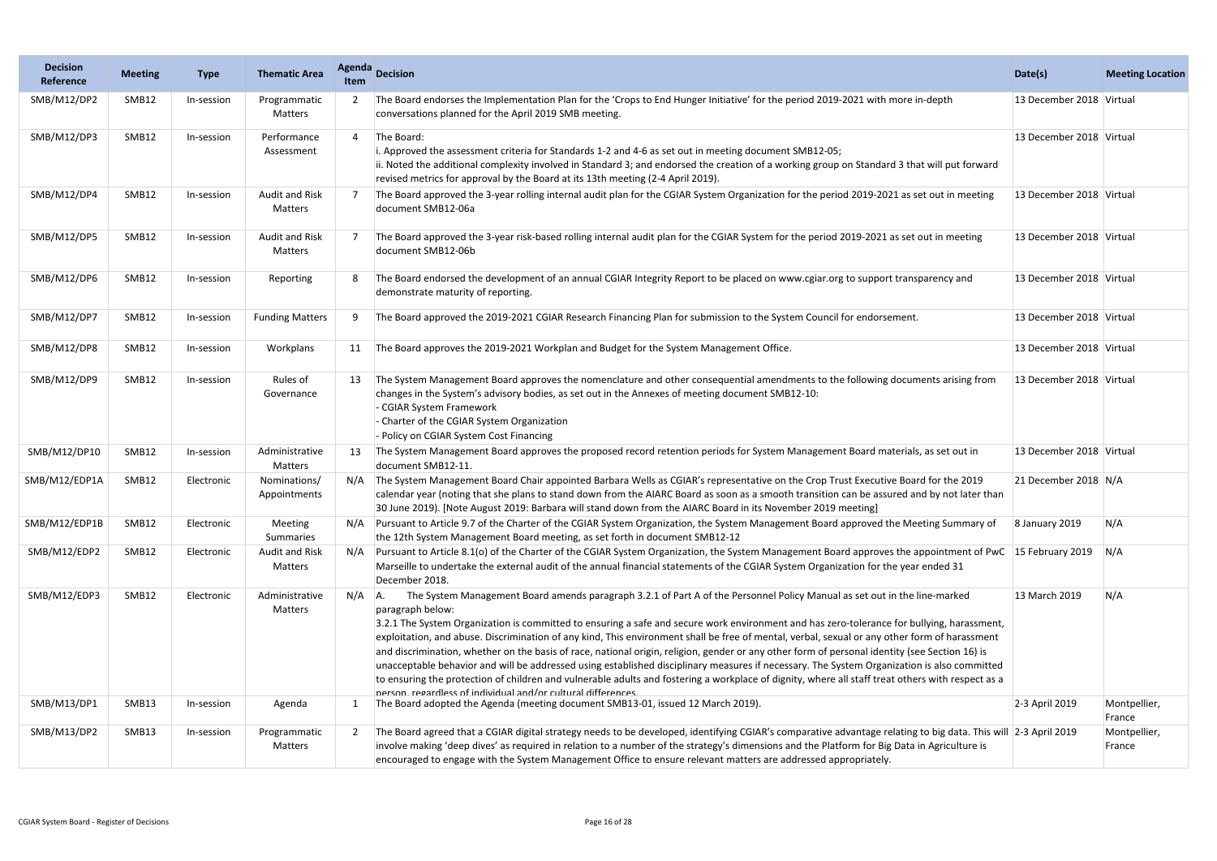| Decision Reference | Meeting | Type | Thematic Area | Agenda Item | Decision | Date(s) | Meeting Location |
|---|---|---|---|---|---|---|---|
| SMB/M12/DP2 | SMB12 | In-session | Programmatic Matters | 2 | The Board endorses the Implementation Plan for the 'Crops to End Hunger Initiative' for the period 2019-2021 with more in-depth conversations planned for the April 2019 SMB meeting. | 13 December 2018 | Virtual |
| SMB/M12/DP3 | SMB12 | In-session | Performance Assessment | 4 | The Board:<br>i. Approved the assessment criteria for Standards 1-2 and 4-6 as set out in meeting document SMB12-05;<br>ii. Noted the additional complexity involved in Standard 3; and endorsed the creation of a working group on Standard 3 that will put forward revised metrics for approval by the Board at its 13th meeting (2-4 April 2019). | 13 December 2018 | Virtual |
| SMB/M12/DP4 | SMB12 | In-session | Audit and Risk Matters | 7 | The Board approved the 3-year rolling internal audit plan for the CGIAR System Organization for the period 2019-2021 as set out in meeting document SMB12-06a | 13 December 2018 | Virtual |
| SMB/M12/DP5 | SMB12 | In-session | Audit and Risk Matters | 7 | The Board approved the 3-year risk-based rolling internal audit plan for the CGIAR System for the period 2019-2021 as set out in meeting document SMB12-06b | 13 December 2018 | Virtual |
| SMB/M12/DP6 | SMB12 | In-session | Reporting | 8 | The Board endorsed the development of an annual CGIAR Integrity Report to be placed on www.cgiar.org to support transparency and demonstrate maturity of reporting. | 13 December 2018 | Virtual |
| SMB/M12/DP7 | SMB12 | In-session | Funding Matters | 9 | The Board approved the 2019-2021 CGIAR Research Financing Plan for submission to the System Council for endorsement. | 13 December 2018 | Virtual |
| SMB/M12/DP8 | SMB12 | In-session | Workplans | 11 | The Board approves the 2019-2021 Workplan and Budget for the System Management Office. | 13 December 2018 | Virtual |
| SMB/M12/DP9 | SMB12 | In-session | Rules of Governance | 13 | The System Management Board approves the nomenclature and other consequential amendments to the following documents arising from changes in the System's advisory bodies, as set out in the Annexes of meeting document SMB12-10:<br>- CGIAR System Framework<br>- Charter of the CGIAR System Organization<br>- Policy on CGIAR System Cost Financing | 13 December 2018 | Virtual |
| SMB/M12/DP10 | SMB12 | In-session | Administrative Matters | 13 | The System Management Board approves the proposed record retention periods for System Management Board materials, as set out in document SMB12-11. | 13 December 2018 | Virtual |
| SMB/M12/EDP1A | SMB12 | Electronic | Nominations/ Appointments | N/A | The System Management Board Chair appointed Barbara Wells as CGIAR's representative on the Crop Trust Executive Board for the 2019 calendar year (noting that she plans to stand down from the AIARC Board as soon as a smooth transition can be assured and by not later than 30 June 2019). [Note August 2019: Barbara will stand down from the AIARC Board in its November 2019 meeting] | 21 December 2018 | N/A |
| SMB/M12/EDP1B | SMB12 | Electronic | Meeting Summaries | N/A | Pursuant to Article 9.7 of the Charter of the CGIAR System Organization, the System Management Board approved the Meeting Summary of the 12th System Management Board meeting, as set forth in document SMB12-12 | 8 January 2019 | N/A |
| SMB/M12/EDP2 | SMB12 | Electronic | Audit and Risk Matters | N/A | Pursuant to Article 8.1(o) of the Charter of the CGIAR System Organization, the System Management Board approves the appointment of PwC Marseille to undertake the external audit of the annual financial statements of the CGIAR System Organization for the year ended 31 December 2018. | 15 February 2019 | N/A |
| SMB/M12/EDP3 | SMB12 | Electronic | Administrative Matters | N/A | A. The System Management Board amends paragraph 3.2.1 of Part A of the Personnel Policy Manual as set out in the line-marked paragraph below:<br>3.2.1 The System Organization is committed to ensuring a safe and secure work environment and has zero-tolerance for bullying, harassment, exploitation, and abuse. Discrimination of any kind, This environment shall be free of mental, verbal, sexual or any other form of harassment and discrimination, whether on the basis of race, national origin, religion, gender or any other form of personal identity (see Section 16) is unacceptable behavior and will be addressed using established disciplinary measures if necessary. The System Organization is also committed to ensuring the protection of children and vulnerable adults and fostering a workplace of dignity, where all staff treat others with respect as a person, regardless of individual and/or cultural differences. | 13 March 2019 | N/A |
| SMB/M13/DP1 | SMB13 | In-session | Agenda | 1 | The Board adopted the Agenda (meeting document SMB13-01, issued 12 March 2019). | 2-3 April 2019 | Montpellier, France |
| SMB/M13/DP2 | SMB13 | In-session | Programmatic Matters | 2 | The Board agreed that a CGIAR digital strategy needs to be developed, identifying CGIAR's comparative advantage relating to big data. This will involve making 'deep dives' as required in relation to a number of the strategy's dimensions and the Platform for Big Data in Agriculture is encouraged to engage with the System Management Office to ensure relevant matters are addressed appropriately. | 2-3 April 2019 | Montpellier, France |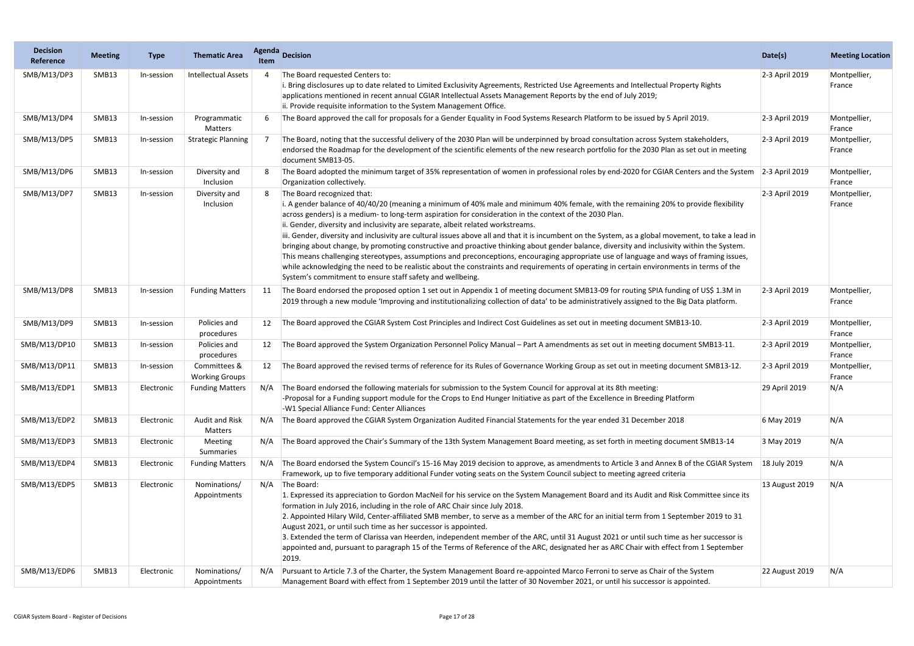| Decision Reference | Meeting | Type | Thematic Area | Agenda Item | Decision | Date(s) | Meeting Location |
|---|---|---|---|---|---|---|---|
| SMB/M13/DP3 | SMB13 | In-session | Intellectual Assets | 4 | The Board requested Centers to:<br>i. Bring disclosures up to date related to Limited Exclusivity Agreements, Restricted Use Agreements and Intellectual Property Rights applications mentioned in recent annual CGIAR Intellectual Assets Management Reports by the end of July 2019;<br>ii. Provide requisite information to the System Management Office. | 2-3 April 2019 | Montpellier, France |
| SMB/M13/DP4 | SMB13 | In-session | Programmatic Matters | 6 | The Board approved the call for proposals for a Gender Equality in Food Systems Research Platform to be issued by 5 April 2019. | 2-3 April 2019 | Montpellier, France |
| SMB/M13/DP5 | SMB13 | In-session | Strategic Planning | 7 | The Board, noting that the successful delivery of the 2030 Plan will be underpinned by broad consultation across System stakeholders, endorsed the Roadmap for the development of the scientific elements of the new research portfolio for the 2030 Plan as set out in meeting document SMB13-05. | 2-3 April 2019 | Montpellier, France |
| SMB/M13/DP6 | SMB13 | In-session | Diversity and Inclusion | 8 | The Board adopted the minimum target of 35% representation of women in professional roles by end-2020 for CGIAR Centers and the System Organization collectively. | 2-3 April 2019 | Montpellier, France |
| SMB/M13/DP7 | SMB13 | In-session | Diversity and Inclusion | 8 | The Board recognized that:<br>i. A gender balance of 40/40/20 (meaning a minimum of 40% male and minimum 40% female, with the remaining 20% to provide flexibility across genders) is a medium- to long-term aspiration for consideration in the context of the 2030 Plan.<br>ii. Gender, diversity and inclusivity are separate, albeit related workstreams.<br>iii. Gender, diversity and inclusivity are cultural issues above all and that it is incumbent on the System, as a global movement, to take a lead in bringing about change, by promoting constructive and proactive thinking about gender balance, diversity and inclusivity within the System. This means challenging stereotypes, assumptions and preconceptions, encouraging appropriate use of language and ways of framing issues, while acknowledging the need to be realistic about the constraints and requirements of operating in certain environments in terms of the System's commitment to ensure staff safety and wellbeing. | 2-3 April 2019 | Montpellier, France |
| SMB/M13/DP8 | SMB13 | In-session | Funding Matters | 11 | The Board endorsed the proposed option 1 set out in Appendix 1 of meeting document SMB13-09 for routing SPIA funding of US$ 1.3M in 2019 through a new module 'Improving and institutionalizing collection of data' to be administratively assigned to the Big Data platform. | 2-3 April 2019 | Montpellier, France |
| SMB/M13/DP9 | SMB13 | In-session | Policies and procedures | 12 | The Board approved the CGIAR System Cost Principles and Indirect Cost Guidelines as set out in meeting document SMB13-10. | 2-3 April 2019 | Montpellier, France |
| SMB/M13/DP10 | SMB13 | In-session | Policies and procedures | 12 | The Board approved the System Organization Personnel Policy Manual – Part A amendments as set out in meeting document SMB13-11. | 2-3 April 2019 | Montpellier, France |
| SMB/M13/DP11 | SMB13 | In-session | Committees & Working Groups | 12 | The Board approved the revised terms of reference for its Rules of Governance Working Group as set out in meeting document SMB13-12. | 2-3 April 2019 | Montpellier, France |
| SMB/M13/EDP1 | SMB13 | Electronic | Funding Matters | N/A | The Board endorsed the following materials for submission to the System Council for approval at its 8th meeting:<br>-Proposal for a Funding support module for the Crops to End Hunger Initiative as part of the Excellence in Breeding Platform<br>-W1 Special Alliance Fund: Center Alliances | 29 April 2019 | N/A |
| SMB/M13/EDP2 | SMB13 | Electronic | Audit and Risk Matters | N/A | The Board approved the CGIAR System Organization Audited Financial Statements for the year ended 31 December 2018 | 6 May 2019 | N/A |
| SMB/M13/EDP3 | SMB13 | Electronic | Meeting Summaries | N/A | The Board approved the Chair's Summary of the 13th System Management Board meeting, as set forth in meeting document SMB13-14 | 3 May 2019 | N/A |
| SMB/M13/EDP4 | SMB13 | Electronic | Funding Matters | N/A | The Board endorsed the System Council's 15-16 May 2019 decision to approve, as amendments to Article 3 and Annex B of the CGIAR System Framework, up to five temporary additional Funder voting seats on the System Council subject to meeting agreed criteria | 18 July 2019 | N/A |
| SMB/M13/EDP5 | SMB13 | Electronic | Nominations/ Appointments | N/A | The Board:<br>1. Expressed its appreciation to Gordon MacNeil for his service on the System Management Board and its Audit and Risk Committee since its formation in July 2016, including in the role of ARC Chair since July 2018.<br>2. Appointed Hilary Wild, Center-affiliated SMB member, to serve as a member of the ARC for an initial term from 1 September 2019 to 31 August 2021, or until such time as her successor is appointed.<br>3. Extended the term of Clarissa van Heerden, independent member of the ARC, until 31 August 2021 or until such time as her successor is appointed and, pursuant to paragraph 15 of the Terms of Reference of the ARC, designated her as ARC Chair with effect from 1 September 2019. | 13 August 2019 | N/A |
| SMB/M13/EDP6 | SMB13 | Electronic | Nominations/ Appointments | N/A | Pursuant to Article 7.3 of the Charter, the System Management Board re-appointed Marco Ferroni to serve as Chair of the System Management Board with effect from 1 September 2019 until the latter of 30 November 2021, or until his successor is appointed. | 22 August 2019 | N/A |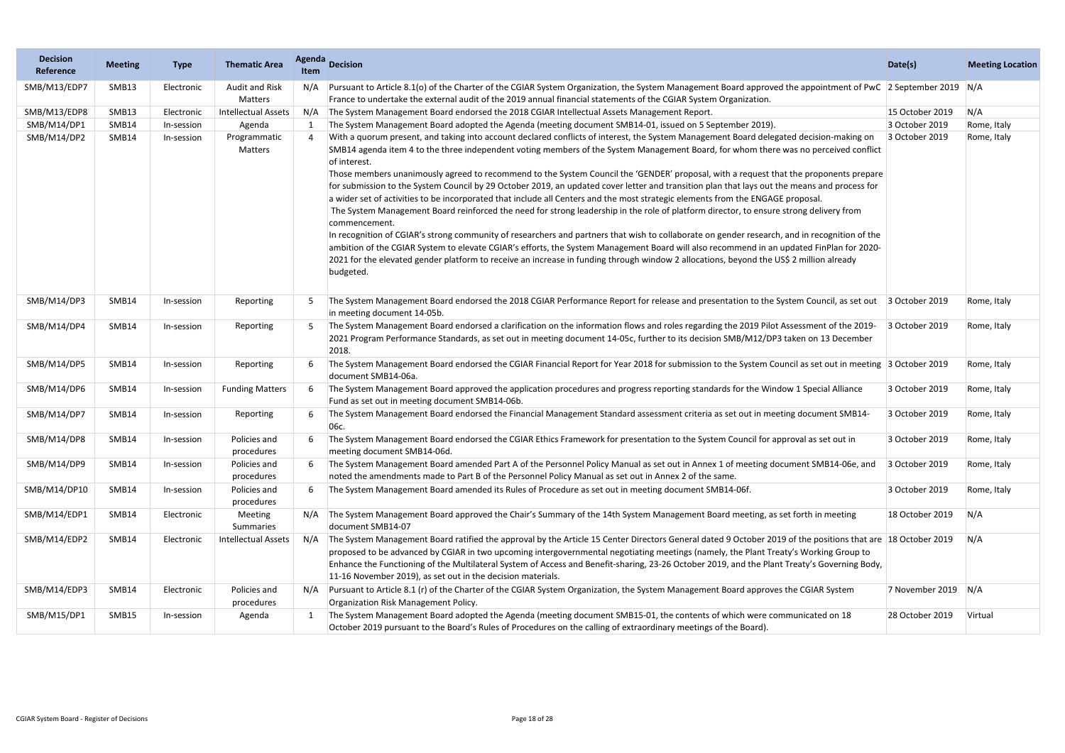| Decision Reference | Meeting | Type | Thematic Area | Agenda Item | Decision | Date(s) | Meeting Location |
|---|---|---|---|---|---|---|---|
| SMB/M13/EDP7 | SMB13 | Electronic | Audit and Risk Matters | N/A | Pursuant to Article 8.1(o) of the Charter of the CGIAR System Organization, the System Management Board approved the appointment of PwC France to undertake the external audit of the 2019 annual financial statements of the CGIAR System Organization. | 2 September 2019 | N/A |
| SMB/M13/EDP8 | SMB13 | Electronic | Intellectual Assets | N/A | The System Management Board endorsed the 2018 CGIAR Intellectual Assets Management Report. | 15 October 2019 | N/A |
| SMB/M14/DP1 | SMB14 | In-session | Agenda | 1 | The System Management Board adopted the Agenda (meeting document SMB14-01, issued on 5 September 2019). | 3 October 2019 | Rome, Italy |
| SMB/M14/DP2 | SMB14 | In-session | Programmatic Matters | 4 | With a quorum present, and taking into account declared conflicts of interest, the System Management Board delegated decision-making on SMB14 agenda item 4 to the three independent voting members of the System Management Board, for whom there was no perceived conflict of interest.<br>Those members unanimously agreed to recommend to the System Council the 'GENDER' proposal, with a request that the proponents prepare for submission to the System Council by 29 October 2019, an updated cover letter and transition plan that lays out the means and process for a wider set of activities to be incorporated that include all Centers and the most strategic elements from the ENGAGE proposal.<br>The System Management Board reinforced the need for strong leadership in the role of platform director, to ensure strong delivery from commencement.<br>In recognition of CGIAR's strong community of researchers and partners that wish to collaborate on gender research, and in recognition of the ambition of the CGIAR System to elevate CGIAR's efforts, the System Management Board will also recommend in an updated FinPlan for 2020-2021 for the elevated gender platform to receive an increase in funding through window 2 allocations, beyond the US$ 2 million already budgeted. | 3 October 2019 | Rome, Italy |
| SMB/M14/DP3 | SMB14 | In-session | Reporting | 5 | The System Management Board endorsed the 2018 CGIAR Performance Report for release and presentation to the System Council, as set out in meeting document 14-05b. | 3 October 2019 | Rome, Italy |
| SMB/M14/DP4 | SMB14 | In-session | Reporting | 5 | The System Management Board endorsed a clarification on the information flows and roles regarding the 2019 Pilot Assessment of the 2019-2021 Program Performance Standards, as set out in meeting document 14-05c, further to its decision SMB/M12/DP3 taken on 13 December 2018. | 3 October 2019 | Rome, Italy |
| SMB/M14/DP5 | SMB14 | In-session | Reporting | 6 | The System Management Board endorsed the CGIAR Financial Report for Year 2018 for submission to the System Council as set out in meeting document SMB14-06a. | 3 October 2019 | Rome, Italy |
| SMB/M14/DP6 | SMB14 | In-session | Funding Matters | 6 | The System Management Board approved the application procedures and progress reporting standards for the Window 1 Special Alliance Fund as set out in meeting document SMB14-06b. | 3 October 2019 | Rome, Italy |
| SMB/M14/DP7 | SMB14 | In-session | Reporting | 6 | The System Management Board endorsed the Financial Management Standard assessment criteria as set out in meeting document SMB14-06c. | 3 October 2019 | Rome, Italy |
| SMB/M14/DP8 | SMB14 | In-session | Policies and procedures | 6 | The System Management Board endorsed the CGIAR Ethics Framework for presentation to the System Council for approval as set out in meeting document SMB14-06d. | 3 October 2019 | Rome, Italy |
| SMB/M14/DP9 | SMB14 | In-session | Policies and procedures | 6 | The System Management Board amended Part A of the Personnel Policy Manual as set out in Annex 1 of meeting document SMB14-06e, and noted the amendments made to Part B of the Personnel Policy Manual as set out in Annex 2 of the same. | 3 October 2019 | Rome, Italy |
| SMB/M14/DP10 | SMB14 | In-session | Policies and procedures | 6 | The System Management Board amended its Rules of Procedure as set out in meeting document SMB14-06f. | 3 October 2019 | Rome, Italy |
| SMB/M14/EDP1 | SMB14 | Electronic | Meeting Summaries | N/A | The System Management Board approved the Chair's Summary of the 14th System Management Board meeting, as set forth in meeting document SMB14-07 | 18 October 2019 | N/A |
| SMB/M14/EDP2 | SMB14 | Electronic | Intellectual Assets | N/A | The System Management Board ratified the approval by the Article 15 Center Directors General dated 9 October 2019 of the positions that are proposed to be advanced by CGIAR in two upcoming intergovernmental negotiating meetings (namely, the Plant Treaty's Working Group to Enhance the Functioning of the Multilateral System of Access and Benefit-sharing, 23-26 October 2019, and the Plant Treaty's Governing Body, 11-16 November 2019), as set out in the decision materials. | 18 October 2019 | N/A |
| SMB/M14/EDP3 | SMB14 | Electronic | Policies and procedures | N/A | Pursuant to Article 8.1 (r) of the Charter of the CGIAR System Organization, the System Management Board approves the CGIAR System Organization Risk Management Policy. | 7 November 2019 | N/A |
| SMB/M15/DP1 | SMB15 | In-session | Agenda | 1 | The System Management Board adopted the Agenda (meeting document SMB15-01, the contents of which were communicated on 18 October 2019 pursuant to the Board's Rules of Procedures on the calling of extraordinary meetings of the Board). | 28 October 2019 | Virtual |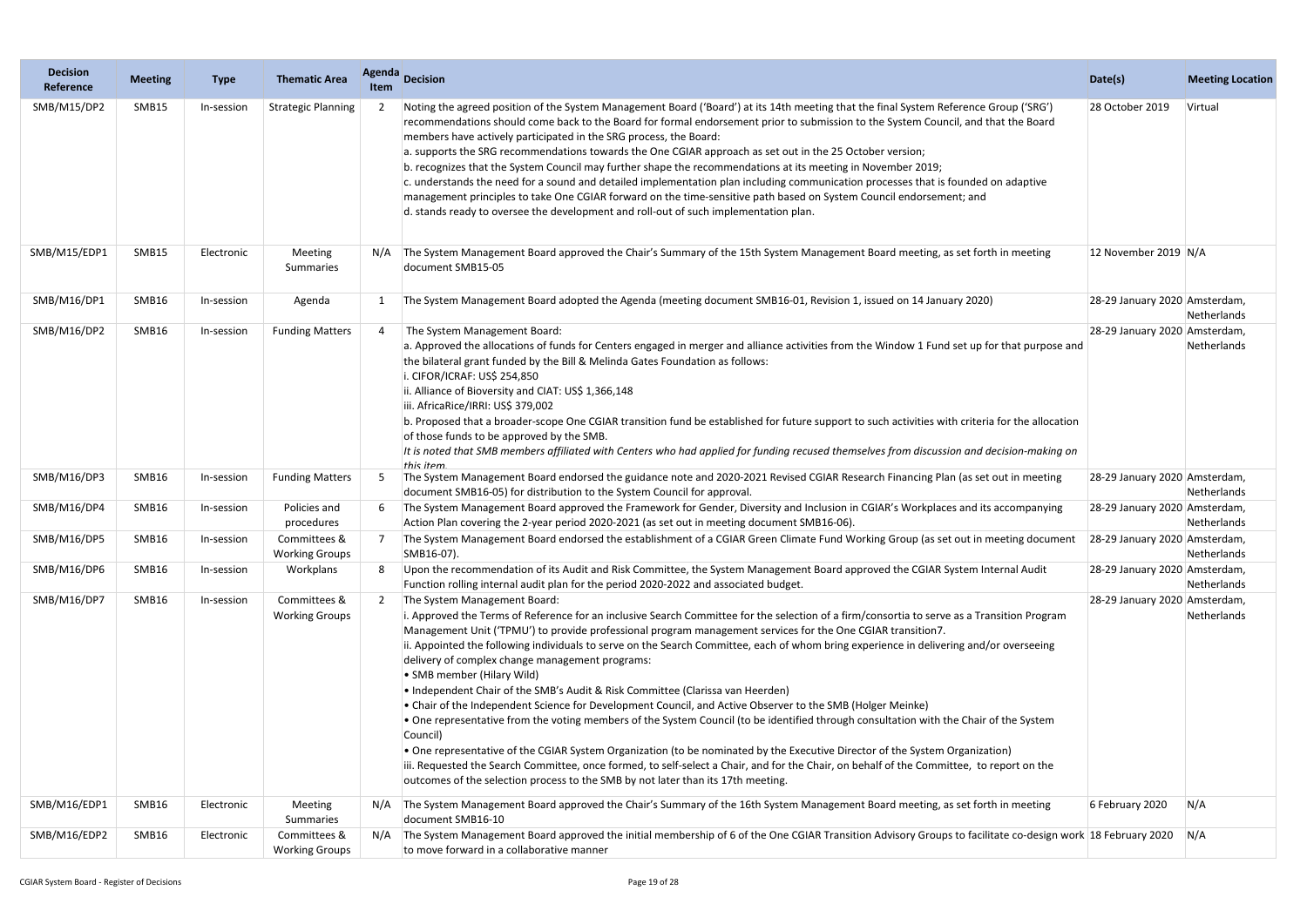| Decision Reference | Meeting | Type | Thematic Area | Agenda Item | Decision | Date(s) | Meeting Location |
|---|---|---|---|---|---|---|---|
| SMB/M15/DP2 | SMB15 | In-session | Strategic Planning | 2 | Noting the agreed position of the System Management Board ('Board') at its 14th meeting that the final System Reference Group ('SRG') recommendations should come back to the Board for formal endorsement prior to submission to the System Council, and that the Board members have actively participated in the SRG process, the Board:<br>a. supports the SRG recommendations towards the One CGIAR approach as set out in the 25 October version;<br>b. recognizes that the System Council may further shape the recommendations at its meeting in November 2019;<br>c. understands the need for a sound and detailed implementation plan including communication processes that is founded on adaptive management principles to take One CGIAR forward on the time-sensitive path based on System Council endorsement; and<br>d. stands ready to oversee the development and roll-out of such implementation plan. | 28 October 2019 | Virtual |
| SMB/M15/EDP1 | SMB15 | Electronic | Meeting Summaries | N/A | The System Management Board approved the Chair's Summary of the 15th System Management Board meeting, as set forth in meeting document SMB15-05 | 12 November 2019 | N/A |
| SMB/M16/DP1 | SMB16 | In-session | Agenda | 1 | The System Management Board adopted the Agenda (meeting document SMB16-01, Revision 1, issued on 14 January 2020) | 28-29 January 2020 | Amsterdam, Netherlands |
| SMB/M16/DP2 | SMB16 | In-session | Funding Matters | 4 | The System Management Board:<br>a. Approved the allocations of funds for Centers engaged in merger and alliance activities from the Window 1 Fund set up for that purpose and the bilateral grant funded by the Bill & Melinda Gates Foundation as follows:<br>i. CIFOR/ICRAF: US$ 254,850<br>ii. Alliance of Bioversity and CIAT: US$ 1,366,148<br>iii. AfricaRice/IRRI: US$ 379,002<br>b. Proposed that a broader-scope One CGIAR transition fund be established for future support to such activities with criteria for the allocation of those funds to be approved by the SMB.<br>*It is noted that SMB members affiliated with Centers who had applied for funding recused themselves from discussion and decision-making on this item.* | 28-29 January 2020 | Amsterdam, Netherlands |
| SMB/M16/DP3 | SMB16 | In-session | Funding Matters | 5 | The System Management Board endorsed the guidance note and 2020-2021 Revised CGIAR Research Financing Plan (as set out in meeting document SMB16-05) for distribution to the System Council for approval. | 28-29 January 2020 | Amsterdam, Netherlands |
| SMB/M16/DP4 | SMB16 | In-session | Policies and procedures | 6 | The System Management Board approved the Framework for Gender, Diversity and Inclusion in CGIAR's Workplaces and its accompanying Action Plan covering the 2-year period 2020-2021 (as set out in meeting document SMB16-06). | 28-29 January 2020 | Amsterdam, Netherlands |
| SMB/M16/DP5 | SMB16 | In-session | Committees & Working Groups | 7 | The System Management Board endorsed the establishment of a CGIAR Green Climate Fund Working Group (as set out in meeting document SMB16-07). | 28-29 January 2020 | Amsterdam, Netherlands |
| SMB/M16/DP6 | SMB16 | In-session | Workplans | 8 | Upon the recommendation of its Audit and Risk Committee, the System Management Board approved the CGIAR System Internal Audit Function rolling internal audit plan for the period 2020-2022 and associated budget. | 28-29 January 2020 | Amsterdam, Netherlands |
| SMB/M16/DP7 | SMB16 | In-session | Committees & Working Groups | 2 | The System Management Board:<br>i. Approved the Terms of Reference for an inclusive Search Committee for the selection of a firm/consortia to serve as a Transition Program Management Unit ('TPMU') to provide professional program management services for the One CGIAR transition7.<br>ii. Appointed the following individuals to serve on the Search Committee, each of whom bring experience in delivering and/or overseeing delivery of complex change management programs:<br>• SMB member (Hilary Wild)<br>• Independent Chair of the SMB's Audit & Risk Committee (Clarissa van Heerden)<br>• Chair of the Independent Science for Development Council, and Active Observer to the SMB (Holger Meinke)<br>• One representative from the voting members of the System Council (to be identified through consultation with the Chair of the System Council)<br>• One representative of the CGIAR System Organization (to be nominated by the Executive Director of the System Organization)<br>iii. Requested the Search Committee, once formed, to self-select a Chair, and for the Chair, on behalf of the Committee, to report on the outcomes of the selection process to the SMB by not later than its 17th meeting. | 28-29 January 2020 | Amsterdam, Netherlands |
| SMB/M16/EDP1 | SMB16 | Electronic | Meeting Summaries | N/A | The System Management Board approved the Chair's Summary of the 16th System Management Board meeting, as set forth in meeting document SMB16-10 | 6 February 2020 | N/A |
| SMB/M16/EDP2 | SMB16 | Electronic | Committees & Working Groups | N/A | The System Management Board approved the initial membership of 6 of the One CGIAR Transition Advisory Groups to facilitate co-design work to move forward in a collaborative manner | 18 February 2020 | N/A |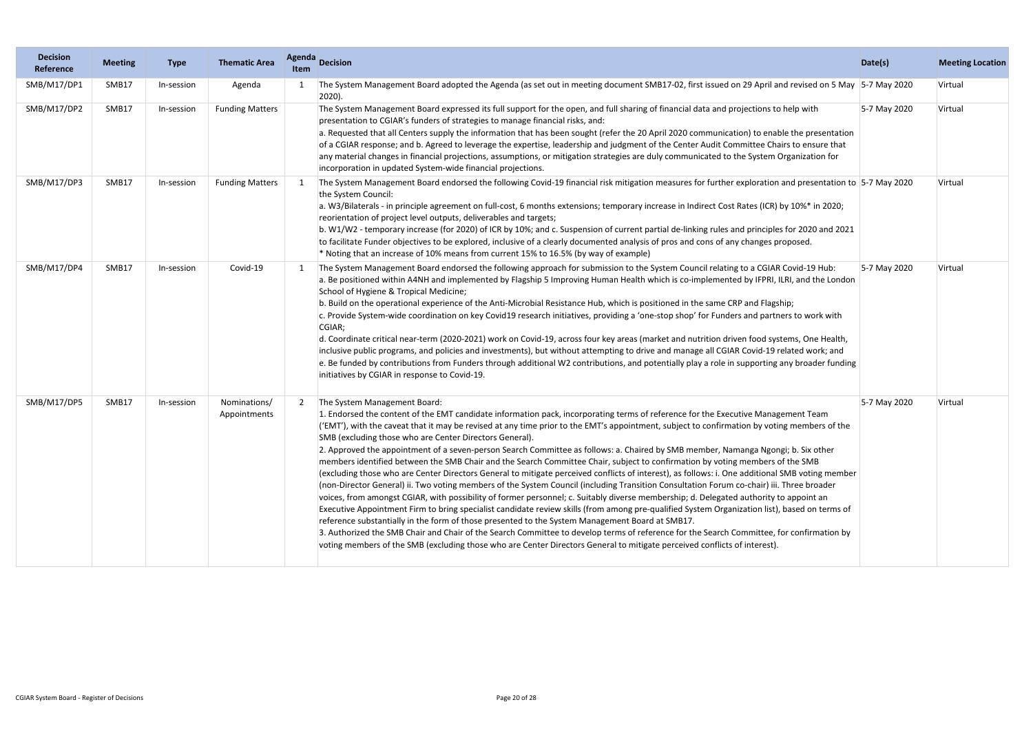| Decision Reference | Meeting | Type | Thematic Area | Agenda Item | Decision | Date(s) | Meeting Location |
|---|---|---|---|---|---|---|---|
| SMB/M17/DP1 | SMB17 | In-session | Agenda | 1 | The System Management Board adopted the Agenda (as set out in meeting document SMB17-02, first issued on 29 April and revised on 5 May 2020). | 5-7 May 2020 | Virtual |
| SMB/M17/DP2 | SMB17 | In-session | Funding Matters | | The System Management Board expressed its full support for the open, and full sharing of financial data and projections to help with presentation to CGIAR's funders of strategies to manage financial risks, and:<br>a. Requested that all Centers supply the information that has been sought (refer the 20 April 2020 communication) to enable the presentation of a CGIAR response; and b. Agreed to leverage the expertise, leadership and judgment of the Center Audit Committee Chairs to ensure that any material changes in financial projections, assumptions, or mitigation strategies are duly communicated to the System Organization for incorporation in updated System-wide financial projections. | 5-7 May 2020 | Virtual |
| SMB/M17/DP3 | SMB17 | In-session | Funding Matters | 1 | The System Management Board endorsed the following Covid-19 financial risk mitigation measures for further exploration and presentation to the System Council:<br>a. W3/Bilaterals - in principle agreement on full-cost, 6 months extensions; temporary increase in Indirect Cost Rates (ICR) by 10%* in 2020; reorientation of project level outputs, deliverables and targets;<br>b. W1/W2 - temporary increase (for 2020) of ICR by 10%; and c. Suspension of current partial de-linking rules and principles for 2020 and 2021 to facilitate Funder objectives to be explored, inclusive of a clearly documented analysis of pros and cons of any changes proposed.<br>* Noting that an increase of 10% means from current 15% to 16.5% (by way of example) | 5-7 May 2020 | Virtual |
| SMB/M17/DP4 | SMB17 | In-session | Covid-19 | 1 | The System Management Board endorsed the following approach for submission to the System Council relating to a CGIAR Covid-19 Hub:<br>a. Be positioned within A4NH and implemented by Flagship 5 Improving Human Health which is co-implemented by IFPRI, ILRI, and the London School of Hygiene & Tropical Medicine;<br>b. Build on the operational experience of the Anti-Microbial Resistance Hub, which is positioned in the same CRP and Flagship;<br>c. Provide System-wide coordination on key Covid19 research initiatives, providing a 'one-stop shop' for Funders and partners to work with CGIAR;<br>d. Coordinate critical near-term (2020-2021) work on Covid-19, across four key areas (market and nutrition driven food systems, One Health, inclusive public programs, and policies and investments), but without attempting to drive and manage all CGIAR Covid-19 related work; and<br>e. Be funded by contributions from Funders through additional W2 contributions, and potentially play a role in supporting any broader funding initiatives by CGIAR in response to Covid-19. | 5-7 May 2020 | Virtual |
| SMB/M17/DP5 | SMB17 | In-session | Nominations/ Appointments | 2 | The System Management Board:<br>1. Endorsed the content of the EMT candidate information pack, incorporating terms of reference for the Executive Management Team ('EMT'), with the caveat that it may be revised at any time prior to the EMT's appointment, subject to confirmation by voting members of the SMB (excluding those who are Center Directors General).<br>2. Approved the appointment of a seven-person Search Committee as follows: a. Chaired by SMB member, Namanga Ngongi; b. Six other members identified between the SMB Chair and the Search Committee Chair, subject to confirmation by voting members of the SMB (excluding those who are Center Directors General to mitigate perceived conflicts of interest), as follows: i. One additional SMB voting member (non-Director General) ii. Two voting members of the System Council (including Transition Consultation Forum co-chair) iii. Three broader voices, from amongst CGIAR, with possibility of former personnel; c. Suitably diverse membership; d. Delegated authority to appoint an Executive Appointment Firm to bring specialist candidate review skills (from among pre-qualified System Organization list), based on terms of reference substantially in the form of those presented to the System Management Board at SMB17.<br>3. Authorized the SMB Chair and Chair of the Search Committee to develop terms of reference for the Search Committee, for confirmation by voting members of the SMB (excluding those who are Center Directors General to mitigate perceived conflicts of interest). | 5-7 May 2020 | Virtual |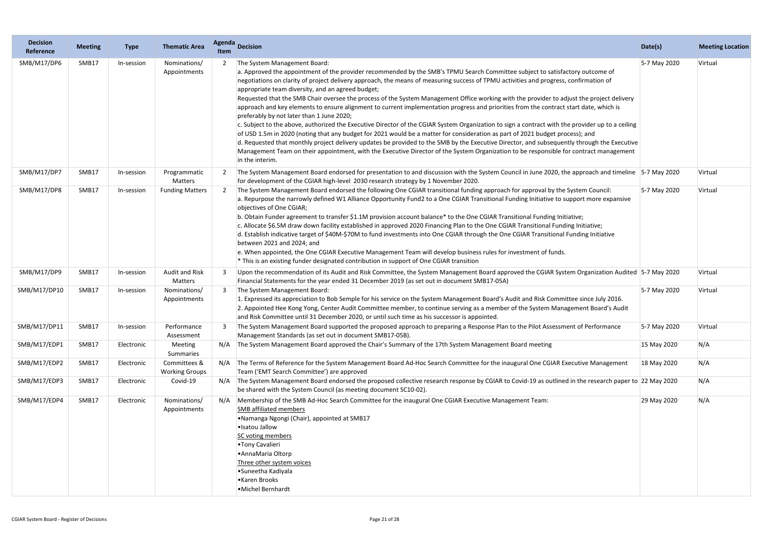| Decision Reference | Meeting | Type | Thematic Area | Agenda Item | Decision | Date(s) | Meeting Location |
|---|---|---|---|---|---|---|---|
| SMB/M17/DP6 | SMB17 | In-session | Nominations/ Appointments | 2 | The System Management Board:<br>a. Approved the appointment of the provider recommended by the SMB's TPMU Search Committee subject to satisfactory outcome of negotiations on clarity of project delivery approach, the means of measuring success of TPMU activities and progress, confirmation of appropriate team diversity, and an agreed budget;<br>Requested that the SMB Chair oversee the process of the System Management Office working with the provider to adjust the project delivery approach and key elements to ensure alignment to current implementation progress and priorities from the contract start date, which is preferably by not later than 1 June 2020;<br>c. Subject to the above, authorized the Executive Director of the CGIAR System Organization to sign a contract with the provider up to a ceiling of USD 1.5m in 2020 (noting that any budget for 2021 would be a matter for consideration as part of 2021 budget process); and<br>d. Requested that monthly project delivery updates be provided to the SMB by the Executive Director, and subsequently through the Executive Management Team on their appointment, with the Executive Director of the System Organization to be responsible for contract management in the interim. | 5-7 May 2020 | Virtual |
| SMB/M17/DP7 | SMB17 | In-session | Programmatic Matters | 2 | The System Management Board endorsed for presentation to and discussion with the System Council in June 2020, the approach and timeline for development of the CGIAR high-level 2030 research strategy by 1 November 2020. | 5-7 May 2020 | Virtual |
| SMB/M17/DP8 | SMB17 | In-session | Funding Matters | 2 | The System Management Board endorsed the following One CGIAR transitional funding approach for approval by the System Council:<br>a. Repurpose the narrowly defined W1 Alliance Opportunity Fund2 to a One CGIAR Transitional Funding Initiative to support more expansive objectives of One CGIAR;<br>b. Obtain Funder agreement to transfer $1.1M provision account balance* to the One CGIAR Transitional Funding Initiative;<br>c. Allocate $6.5M draw down facility established in approved 2020 Financing Plan to the One CGIAR Transitional Funding Initiative;<br>d. Establish indicative target of $40M-$70M to fund investments into One CGIAR through the One CGIAR Transitional Funding Initiative between 2021 and 2024; and<br>e. When appointed, the One CGIAR Executive Management Team will develop business rules for investment of funds.<br>* This is an existing funder designated contribution in support of One CGIAR transition | 5-7 May 2020 | Virtual |
| SMB/M17/DP9 | SMB17 | In-session | Audit and Risk Matters | 3 | Upon the recommendation of its Audit and Risk Committee, the System Management Board approved the CGIAR System Organization Audited Financial Statements for the year ended 31 December 2019 (as set out in document SMB17-05A) | 5-7 May 2020 | Virtual |
| SMB/M17/DP10 | SMB17 | In-session | Nominations/ Appointments | 3 | The System Management Board:<br>1. Expressed its appreciation to Bob Semple for his service on the System Management Board's Audit and Risk Committee since July 2016.<br>2. Appointed Hee Kong Yong, Center Audit Committee member, to continue serving as a member of the System Management Board's Audit and Risk Committee until 31 December 2020, or until such time as his successor is appointed. | 5-7 May 2020 | Virtual |
| SMB/M17/DP11 | SMB17 | In-session | Performance Assessment | 3 | The System Management Board supported the proposed approach to preparing a Response Plan to the Pilot Assessment of Performance Management Standards (as set out in document SMB17-05B). | 5-7 May 2020 | Virtual |
| SMB/M17/EDP1 | SMB17 | Electronic | Meeting Summaries | N/A | The System Management Board approved the Chair's Summary of the 17th System Management Board meeting | 15 May 2020 | N/A |
| SMB/M17/EDP2 | SMB17 | Electronic | Committees & Working Groups | N/A | The Terms of Reference for the System Management Board Ad-Hoc Search Committee for the inaugural One CGIAR Executive Management Team ('EMT Search Committee') are approved | 18 May 2020 | N/A |
| SMB/M17/EDP3 | SMB17 | Electronic | Covid-19 | N/A | The System Management Board endorsed the proposed collective research response by CGIAR to Covid-19 as outlined in the research paper to be shared with the System Council (as meeting document SC10-02). | 22 May 2020 | N/A |
| SMB/M17/EDP4 | SMB17 | Electronic | Nominations/ Appointments | N/A | Membership of the SMB Ad-Hoc Search Committee for the inaugural One CGIAR Executive Management Team:<br>SMB affiliated members<br>• Namanga Ngongi (Chair), appointed at SMB17<br>• Isatou Jallow<br>SC voting members<br>• Tony Cavalieri<br>• AnnaMaria Oltorp<br>Three other system voices<br>• Suneetha Kadiyala<br>• Karen Brooks<br>• Michel Bernhardt | 29 May 2020 | N/A |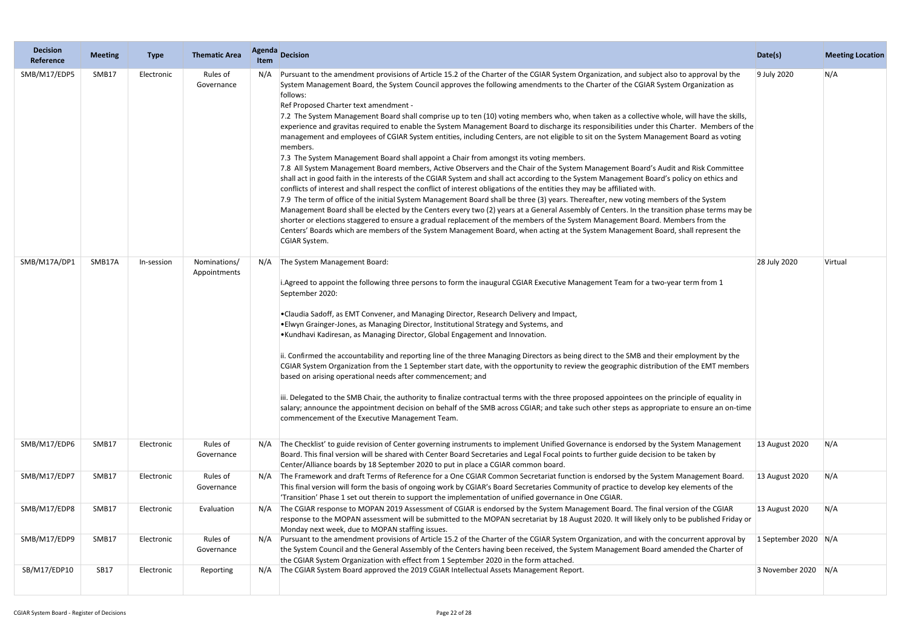| Decision Reference | Meeting | Type | Thematic Area | Agenda Item | Decision | Date(s) | Meeting Location |
|---|---|---|---|---|---|---|---|
| SMB/M17/EDP5 | SMB17 | Electronic | Rules of Governance | N/A | Pursuant to the amendment provisions of Article 15.2 of the Charter of the CGIAR System Organization, and subject also to approval by the System Management Board, the System Council approves the following amendments to the Charter of the CGIAR System Organization as follows:<br>Ref Proposed Charter text amendment -<br>7.2 The System Management Board shall comprise up to ten (10) voting members who, when taken as a collective whole, will have the skills, experience and gravitas required to enable the System Management Board to discharge its responsibilities under this Charter. Members of the management and employees of CGIAR System entities, including Centers, are not eligible to sit on the System Management Board as voting members.<br>7.3 The System Management Board shall appoint a Chair from amongst its voting members.<br>7.8 All System Management Board members, Active Observers and the Chair of the System Management Board's Audit and Risk Committee shall act in good faith in the interests of the CGIAR System and shall act according to the System Management Board's policy on ethics and conflicts of interest and shall respect the conflict of interest obligations of the entities they may be affiliated with.<br>7.9 The term of office of the initial System Management Board shall be three (3) years. Thereafter, new voting members of the System Management Board shall be elected by the Centers every two (2) years at a General Assembly of Centers. In the transition phase terms may be shorter or elections staggered to ensure a gradual replacement of the members of the System Management Board. Members from the Centers' Boards which are members of the System Management Board, when acting at the System Management Board, shall represent the CGIAR System. | 9 July 2020 | N/A |
| SMB/M17A/DP1 | SMB17A | In-session | Nominations/ Appointments | N/A | The System Management Board:<br><br>i.Agreed to appoint the following three persons to form the inaugural CGIAR Executive Management Team for a two-year term from 1 September 2020:<br><br>•Claudia Sadoff, as EMT Convener, and Managing Director, Research Delivery and Impact,<br>•Elwyn Grainger-Jones, as Managing Director, Institutional Strategy and Systems, and<br>•Kundhavi Kadiresan, as Managing Director, Global Engagement and Innovation.<br><br>ii. Confirmed the accountability and reporting line of the three Managing Directors as being direct to the SMB and their employment by the CGIAR System Organization from the 1 September start date, with the opportunity to review the geographic distribution of the EMT members based on arising operational needs after commencement; and<br><br>iii. Delegated to the SMB Chair, the authority to finalize contractual terms with the three proposed appointees on the principle of equality in salary; announce the appointment decision on behalf of the SMB across CGIAR; and take such other steps as appropriate to ensure an on-time commencement of the Executive Management Team. | 28 July 2020 | Virtual |
| SMB/M17/EDP6 | SMB17 | Electronic | Rules of Governance | N/A | The Checklist' to guide revision of Center governing instruments to implement Unified Governance is endorsed by the System Management Board. This final version will be shared with Center Board Secretaries and Legal Focal points to further guide decision to be taken by Center/Alliance boards by 18 September 2020 to put in place a CGIAR common board. | 13 August 2020 | N/A |
| SMB/M17/EDP7 | SMB17 | Electronic | Rules of Governance | N/A | The Framework and draft Terms of Reference for a One CGIAR Common Secretariat function is endorsed by the System Management Board. This final version will form the basis of ongoing work by CGIAR's Board Secretaries Community of practice to develop key elements of the 'Transition' Phase 1 set out therein to support the implementation of unified governance in One CGIAR. | 13 August 2020 | N/A |
| SMB/M17/EDP8 | SMB17 | Electronic | Evaluation | N/A | The CGIAR response to MOPAN 2019 Assessment of CGIAR is endorsed by the System Management Board. The final version of the CGIAR response to the MOPAN assessment will be submitted to the MOPAN secretariat by 18 August 2020. It will likely only to be published Friday or Monday next week, due to MOPAN staffing issues. | 13 August 2020 | N/A |
| SMB/M17/EDP9 | SMB17 | Electronic | Rules of Governance | N/A | Pursuant to the amendment provisions of Article 15.2 of the Charter of the CGIAR System Organization, and with the concurrent approval by the System Council and the General Assembly of the Centers having been received, the System Management Board amended the Charter of the CGIAR System Organization with effect from 1 September 2020 in the form attached. | 1 September 2020 | N/A |
| SB/M17/EDP10 | SB17 | Electronic | Reporting | N/A | The CGIAR System Board approved the 2019 CGIAR Intellectual Assets Management Report. | 3 November 2020 | N/A |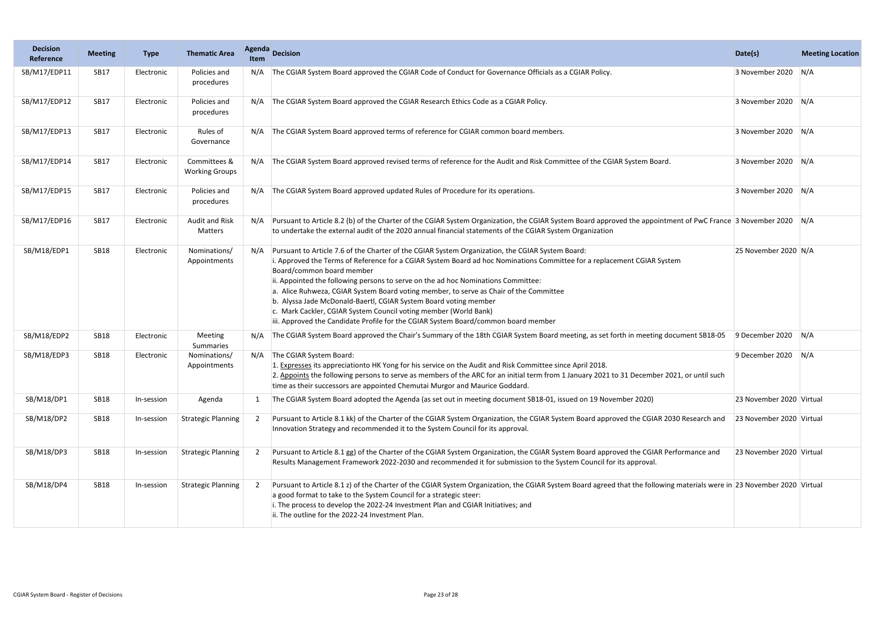| Decision Reference | Meeting | Type | Thematic Area | Agenda Item | Decision | Date(s) | Meeting Location |
|---|---|---|---|---|---|---|---|
| SB/M17/EDP11 | SB17 | Electronic | Policies and procedures | N/A | The CGIAR System Board approved the CGIAR Code of Conduct for Governance Officials as a CGIAR Policy. | 3 November 2020 | N/A |
| SB/M17/EDP12 | SB17 | Electronic | Policies and procedures | N/A | The CGIAR System Board approved the CGIAR Research Ethics Code as a CGIAR Policy. | 3 November 2020 | N/A |
| SB/M17/EDP13 | SB17 | Electronic | Rules of Governance | N/A | The CGIAR System Board approved terms of reference for CGIAR common board members. | 3 November 2020 | N/A |
| SB/M17/EDP14 | SB17 | Electronic | Committees & Working Groups | N/A | The CGIAR System Board approved revised terms of reference for the Audit and Risk Committee of the CGIAR System Board. | 3 November 2020 | N/A |
| SB/M17/EDP15 | SB17 | Electronic | Policies and procedures | N/A | The CGIAR System Board approved updated Rules of Procedure for its operations. | 3 November 2020 | N/A |
| SB/M17/EDP16 | SB17 | Electronic | Audit and Risk Matters | N/A | Pursuant to Article 8.2 (b) of the Charter of the CGIAR System Organization, the CGIAR System Board approved the appointment of PwC France to undertake the external audit of the 2020 annual financial statements of the CGIAR System Organization | 3 November 2020 | N/A |
| SB/M18/EDP1 | SB18 | Electronic | Nominations/ Appointments | N/A | Pursuant to Article 7.6 of the Charter of the CGIAR System Organization, the CGIAR System Board:<br>i. Approved the Terms of Reference for a CGIAR System Board ad hoc Nominations Committee for a replacement CGIAR System Board/common board member<br>ii. Appointed the following persons to serve on the ad hoc Nominations Committee:<br>a. Alice Ruhweza, CGIAR System Board voting member, to serve as Chair of the Committee<br>b. Alyssa Jade McDonald-Baertl, CGIAR System Board voting member<br>c. Mark Cackler, CGIAR System Council voting member (World Bank)<br>iii. Approved the Candidate Profile for the CGIAR System Board/common board member | 25 November 2020 | N/A |
| SB/M18/EDP2 | SB18 | Electronic | Meeting Summaries | N/A | The CGIAR System Board approved the Chair's Summary of the 18th CGIAR System Board meeting, as set forth in meeting document SB18-05 | 9 December 2020 | N/A |
| SB/M18/EDP3 | SB18 | Electronic | Nominations/ Appointments | N/A | The CGIAR System Board:<br>1. Expresses its appreciationto HK Yong for his service on the Audit and Risk Committee since April 2018.<br>2. Appoints the following persons to serve as members of the ARC for an initial term from 1 January 2021 to 31 December 2021, or until such time as their successors are appointed Chemutai Murgor and Maurice Goddard. | 9 December 2020 | N/A |
| SB/M18/DP1 | SB18 | In-session | Agenda | 1 | The CGIAR System Board adopted the Agenda (as set out in meeting document SB18-01, issued on 19 November 2020) | 23 November 2020 | Virtual |
| SB/M18/DP2 | SB18 | In-session | Strategic Planning | 2 | Pursuant to Article 8.1 kk) of the Charter of the CGIAR System Organization, the CGIAR System Board approved the CGIAR 2030 Research and Innovation Strategy and recommended it to the System Council for its approval. | 23 November 2020 | Virtual |
| SB/M18/DP3 | SB18 | In-session | Strategic Planning | 2 | Pursuant to Article 8.1 gg) of the Charter of the CGIAR System Organization, the CGIAR System Board approved the CGIAR Performance and Results Management Framework 2022-2030 and recommended it for submission to the System Council for its approval. | 23 November 2020 | Virtual |
| SB/M18/DP4 | SB18 | In-session | Strategic Planning | 2 | Pursuant to Article 8.1 z) of the Charter of the CGIAR System Organization, the CGIAR System Board agreed that the following materials were in a good format to take to the System Council for a strategic steer:<br>i. The process to develop the 2022-24 Investment Plan and CGIAR Initiatives; and<br>ii. The outline for the 2022-24 Investment Plan. | 23 November 2020 | Virtual |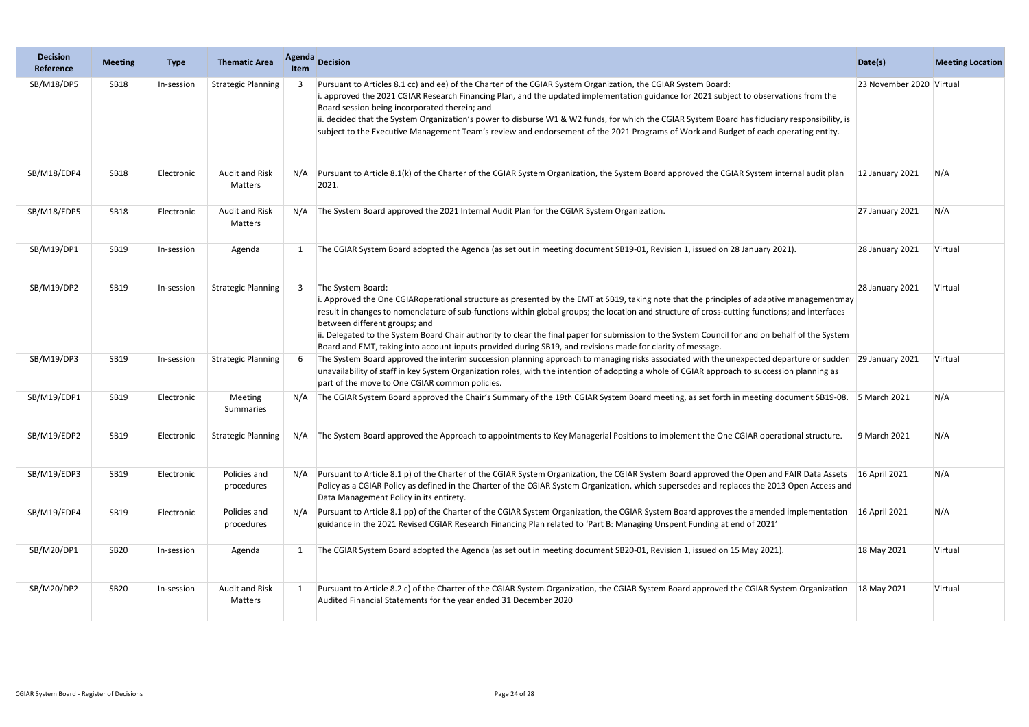| Decision Reference | Meeting | Type | Thematic Area | Agenda Item | Decision | Date(s) | Meeting Location |
|---|---|---|---|---|---|---|---|
| SB/M18/DP5 | SB18 | In-session | Strategic Planning | 3 | Pursuant to Articles 8.1 cc) and ee) of the Charter of the CGIAR System Organization, the CGIAR System Board:<br>i. approved the 2021 CGIAR Research Financing Plan, and the updated implementation guidance for 2021 subject to observations from the Board session being incorporated therein; and<br>ii. decided that the System Organization's power to disburse W1 & W2 funds, for which the CGIAR System Board has fiduciary responsibility, is subject to the Executive Management Team's review and endorsement of the 2021 Programs of Work and Budget of each operating entity. | 23 November 2020 | Virtual |
| SB/M18/EDP4 | SB18 | Electronic | Audit and Risk Matters | N/A | Pursuant to Article 8.1(k) of the Charter of the CGIAR System Organization, the System Board approved the CGIAR System internal audit plan 2021. | 12 January 2021 | N/A |
| SB/M18/EDP5 | SB18 | Electronic | Audit and Risk Matters | N/A | The System Board approved the 2021 Internal Audit Plan for the CGIAR System Organization. | 27 January 2021 | N/A |
| SB/M19/DP1 | SB19 | In-session | Agenda | 1 | The CGIAR System Board adopted the Agenda (as set out in meeting document SB19-01, Revision 1, issued on 28 January 2021). | 28 January 2021 | Virtual |
| SB/M19/DP2 | SB19 | In-session | Strategic Planning | 3 | The System Board:<br>i. Approved the One CGIARoperational structure as presented by the EMT at SB19, taking note that the principles of adaptive managementmay result in changes to nomenclature of sub-functions within global groups; the location and structure of cross-cutting functions; and interfaces between different groups; and<br>ii. Delegated to the System Board Chair authority to clear the final paper for submission to the System Council for and on behalf of the System Board and EMT, taking into account inputs provided during SB19, and revisions made for clarity of message. | 28 January 2021 | Virtual |
| SB/M19/DP3 | SB19 | In-session | Strategic Planning | 6 | The System Board approved the interim succession planning approach to managing risks associated with the unexpected departure or sudden unavailability of staff in key System Organization roles, with the intention of adopting a whole of CGIAR approach to succession planning as part of the move to One CGIAR common policies. | 29 January 2021 | Virtual |
| SB/M19/EDP1 | SB19 | Electronic | Meeting Summaries | N/A | The CGIAR System Board approved the Chair's Summary of the 19th CGIAR System Board meeting, as set forth in meeting document SB19-08. | 5 March 2021 | N/A |
| SB/M19/EDP2 | SB19 | Electronic | Strategic Planning | N/A | The System Board approved the Approach to appointments to Key Managerial Positions to implement the One CGIAR operational structure. | 9 March 2021 | N/A |
| SB/M19/EDP3 | SB19 | Electronic | Policies and procedures | N/A | Pursuant to Article 8.1 p) of the Charter of the CGIAR System Organization, the CGIAR System Board approved the Open and FAIR Data Assets Policy as a CGIAR Policy as defined in the Charter of the CGIAR System Organization, which supersedes and replaces the 2013 Open Access and Data Management Policy in its entirety. | 16 April 2021 | N/A |
| SB/M19/EDP4 | SB19 | Electronic | Policies and procedures | N/A | Pursuant to Article 8.1 pp) of the Charter of the CGIAR System Organization, the CGIAR System Board approves the amended implementation guidance in the 2021 Revised CGIAR Research Financing Plan related to 'Part B: Managing Unspent Funding at end of 2021' | 16 April 2021 | N/A |
| SB/M20/DP1 | SB20 | In-session | Agenda | 1 | The CGIAR System Board adopted the Agenda (as set out in meeting document SB20-01, Revision 1, issued on 15 May 2021). | 18 May 2021 | Virtual |
| SB/M20/DP2 | SB20 | In-session | Audit and Risk Matters | 1 | Pursuant to Article 8.2 c) of the Charter of the CGIAR System Organization, the CGIAR System Board approved the CGIAR System Organization Audited Financial Statements for the year ended 31 December 2020 | 18 May 2021 | Virtual |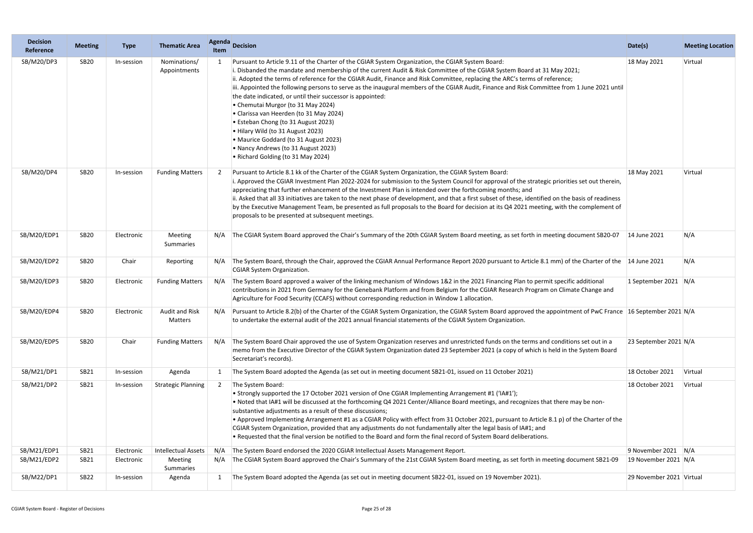| Decision Reference | Meeting | Type | Thematic Area | Agenda Item | Decision | Date(s) | Meeting Location |
|---|---|---|---|---|---|---|---|
| SB/M20/DP3 | SB20 | In-session | Nominations/ Appointments | 1 | Pursuant to Article 9.11 of the Charter of the CGIAR System Organization, the CGIAR System Board:<br>i. Disbanded the mandate and membership of the current Audit & Risk Committee of the CGIAR System Board at 31 May 2021;<br>ii. Adopted the terms of reference for the CGIAR Audit, Finance and Risk Committee, replacing the ARC's terms of reference;<br>iii. Appointed the following persons to serve as the inaugural members of the CGIAR Audit, Finance and Risk Committee from 1 June 2021 until the date indicated, or until their successor is appointed:<br>• Chemutai Murgor (to 31 May 2024)<br>• Clarissa van Heerden (to 31 May 2024)<br>• Esteban Chong (to 31 August 2023)<br>• Hilary Wild (to 31 August 2023)<br>• Maurice Goddard (to 31 August 2023)<br>• Nancy Andrews (to 31 August 2023)<br>• Richard Golding (to 31 May 2024) | 18 May 2021 | Virtual |
| SB/M20/DP4 | SB20 | In-session | Funding Matters | 2 | Pursuant to Article 8.1 kk of the Charter of the CGIAR System Organization, the CGIAR System Board:<br>i. Approved the CGIAR Investment Plan 2022-2024 for submission to the System Council for approval of the strategic priorities set out therein, appreciating that further enhancement of the Investment Plan is intended over the forthcoming months; and<br>ii. Asked that all 33 initiatives are taken to the next phase of development, and that a first subset of these, identified on the basis of readiness by the Executive Management Team, be presented as full proposals to the Board for decision at its Q4 2021 meeting, with the complement of proposals to be presented at subsequent meetings. | 18 May 2021 | Virtual |
| SB/M20/EDP1 | SB20 | Electronic | Meeting Summaries | N/A | The CGIAR System Board approved the Chair's Summary of the 20th CGIAR System Board meeting, as set forth in meeting document SB20-07 | 14 June 2021 | N/A |
| SB/M20/EDP2 | SB20 | Chair | Reporting | N/A | The System Board, through the Chair, approved the CGIAR Annual Performance Report 2020 pursuant to Article 8.1 mm) of the Charter of the CGIAR System Organization. | 14 June 2021 | N/A |
| SB/M20/EDP3 | SB20 | Electronic | Funding Matters | N/A | The System Board approved a waiver of the linking mechanism of Windows 1&2 in the 2021 Financing Plan to permit specific additional contributions in 2021 from Germany for the Genebank Platform and from Belgium for the CGIAR Research Program on Climate Change and Agriculture for Food Security (CCAFS) without corresponding reduction in Window 1 allocation. | 1 September 2021 | N/A |
| SB/M20/EDP4 | SB20 | Electronic | Audit and Risk Matters | N/A | Pursuant to Article 8.2(b) of the Charter of the CGIAR System Organization, the CGIAR System Board approved the appointment of PwC France to undertake the external audit of the 2021 annual financial statements of the CGIAR System Organization. | 16 September 2021 | N/A |
| SB/M20/EDP5 | SB20 | Chair | Funding Matters | N/A | The System Board Chair approved the use of System Organization reserves and unrestricted funds on the terms and conditions set out in a memo from the Executive Director of the CGIAR System Organization dated 23 September 2021 (a copy of which is held in the System Board Secretariat's records). | 23 September 2021 | N/A |
| SB/M21/DP1 | SB21 | In-session | Agenda | 1 | The System Board adopted the Agenda (as set out in meeting document SB21-01, issued on 11 October 2021) | 18 October 2021 | Virtual |
| SB/M21/DP2 | SB21 | In-session | Strategic Planning | 2 | The System Board:<br>• Strongly supported the 17 October 2021 version of One CGIAR Implementing Arrangement #1 ('IA#1');<br>• Noted that IA#1 will be discussed at the forthcoming Q4 2021 Center/Alliance Board meetings, and recognizes that there may be non-substantive adjustments as a result of these discussions;<br>• Approved Implementing Arrangement #1 as a CGIAR Policy with effect from 31 October 2021, pursuant to Article 8.1 p) of the Charter of the CGIAR System Organization, provided that any adjustments do not fundamentally alter the legal basis of IA#1; and<br>• Requested that the final version be notified to the Board and form the final record of System Board deliberations. | 18 October 2021 | Virtual |
| SB/M21/EDP1 | SB21 | Electronic | Intellectual Assets | N/A | The System Board endorsed the 2020 CGIAR Intellectual Assets Management Report. | 9 November 2021 | N/A |
| SB/M21/EDP2 | SB21 | Electronic | Meeting Summaries | N/A | The CGIAR System Board approved the Chair's Summary of the 21st CGIAR System Board meeting, as set forth in meeting document SB21-09 | 19 November 2021 | N/A |
| SB/M22/DP1 | SB22 | In-session | Agenda | 1 | The System Board adopted the Agenda (as set out in meeting document SB22-01, issued on 19 November 2021). | 29 November 2021 | Virtual |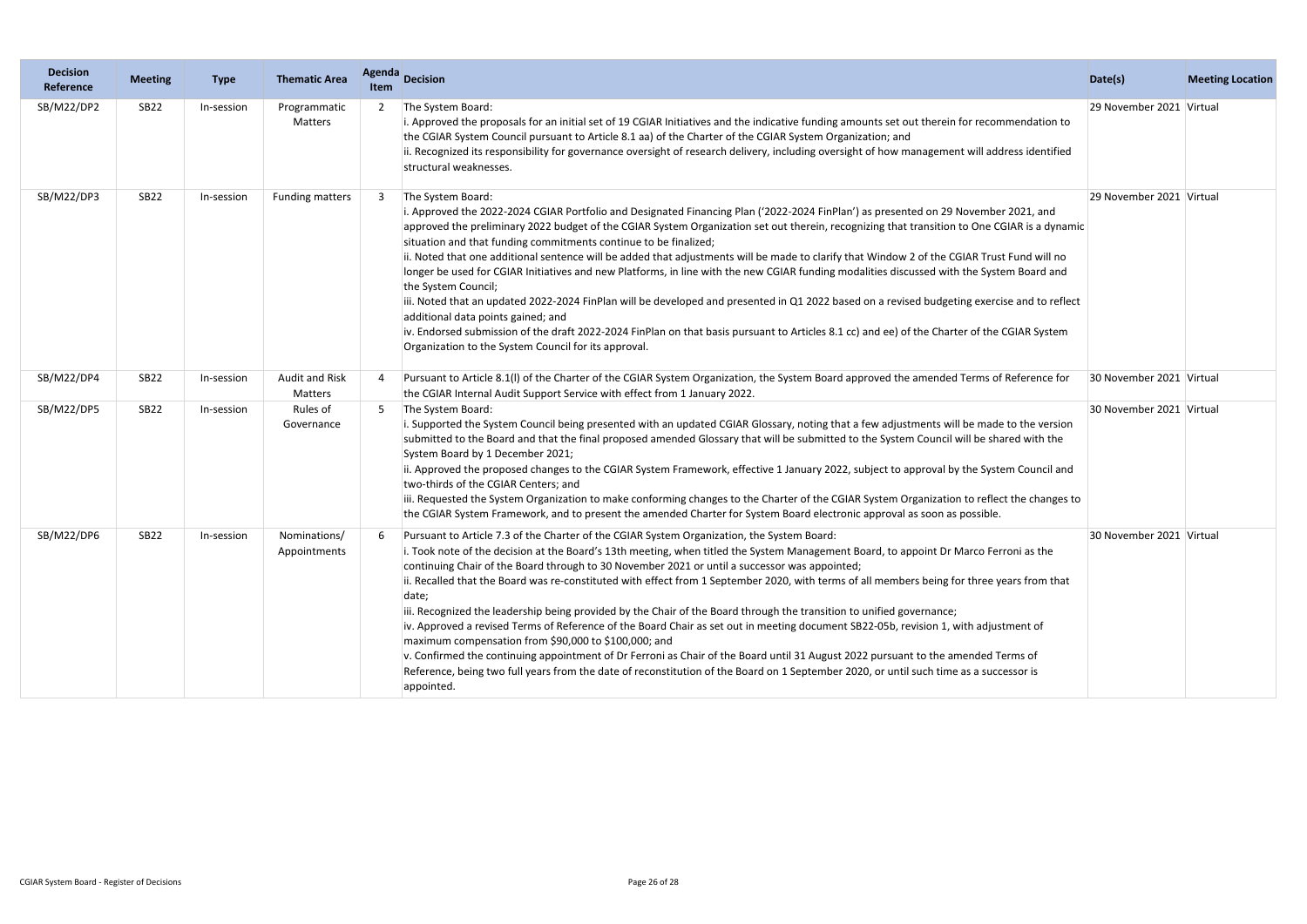| Decision Reference | Meeting | Type | Thematic Area | Agenda Item | Decision | Date(s) | Meeting Location |
|---|---|---|---|---|---|---|---|
| SB/M22/DP2 | SB22 | In-session | Programmatic Matters | 2 | The System Board:<br>i. Approved the proposals for an initial set of 19 CGIAR Initiatives and the indicative funding amounts set out therein for recommendation to the CGIAR System Council pursuant to Article 8.1 aa) of the Charter of the CGIAR System Organization; and<br>ii. Recognized its responsibility for governance oversight of research delivery, including oversight of how management will address identified structural weaknesses. | 29 November 2021 | Virtual |
| SB/M22/DP3 | SB22 | In-session | Funding matters | 3 | The System Board:<br>i. Approved the 2022-2024 CGIAR Portfolio and Designated Financing Plan ('2022-2024 FinPlan') as presented on 29 November 2021, and approved the preliminary 2022 budget of the CGIAR System Organization set out therein, recognizing that transition to One CGIAR is a dynamic situation and that funding commitments continue to be finalized;<br>ii. Noted that one additional sentence will be added that adjustments will be made to clarify that Window 2 of the CGIAR Trust Fund will no longer be used for CGIAR Initiatives and new Platforms, in line with the new CGIAR funding modalities discussed with the System Board and the System Council;<br>iii. Noted that an updated 2022-2024 FinPlan will be developed and presented in Q1 2022 based on a revised budgeting exercise and to reflect additional data points gained; and<br>iv. Endorsed submission of the draft 2022-2024 FinPlan on that basis pursuant to Articles 8.1 cc) and ee) of the Charter of the CGIAR System Organization to the System Council for its approval. | 29 November 2021 | Virtual |
| SB/M22/DP4 | SB22 | In-session | Audit and Risk Matters | 4 | Pursuant to Article 8.1(l) of the Charter of the CGIAR System Organization, the System Board approved the amended Terms of Reference for the CGIAR Internal Audit Support Service with effect from 1 January 2022. | 30 November 2021 | Virtual |
| SB/M22/DP5 | SB22 | In-session | Rules of Governance | 5 | The System Board:<br>i. Supported the System Council being presented with an updated CGIAR Glossary, noting that a few adjustments will be made to the version submitted to the Board and that the final proposed amended Glossary that will be submitted to the System Council will be shared with the System Board by 1 December 2021;<br>ii. Approved the proposed changes to the CGIAR System Framework, effective 1 January 2022, subject to approval by the System Council and two-thirds of the CGIAR Centers; and<br>iii. Requested the System Organization to make conforming changes to the Charter of the CGIAR System Organization to reflect the changes to the CGIAR System Framework, and to present the amended Charter for System Board electronic approval as soon as possible. | 30 November 2021 | Virtual |
| SB/M22/DP6 | SB22 | In-session | Nominations/ Appointments | 6 | Pursuant to Article 7.3 of the Charter of the CGIAR System Organization, the System Board:<br>i. Took note of the decision at the Board's 13th meeting, when titled the System Management Board, to appoint Dr Marco Ferroni as the continuing Chair of the Board through to 30 November 2021 or until a successor was appointed;<br>ii. Recalled that the Board was re-constituted with effect from 1 September 2020, with terms of all members being for three years from that date;<br>iii. Recognized the leadership being provided by the Chair of the Board through the transition to unified governance;<br>iv. Approved a revised Terms of Reference of the Board Chair as set out in meeting document SB22-05b, revision 1, with adjustment of maximum compensation from \$90,000 to \$100,000; and<br>v. Confirmed the continuing appointment of Dr Ferroni as Chair of the Board until 31 August 2022 pursuant to the amended Terms of Reference, being two full years from the date of reconstitution of the Board on 1 September 2020, or until such time as a successor is appointed. | 30 November 2021 | Virtual |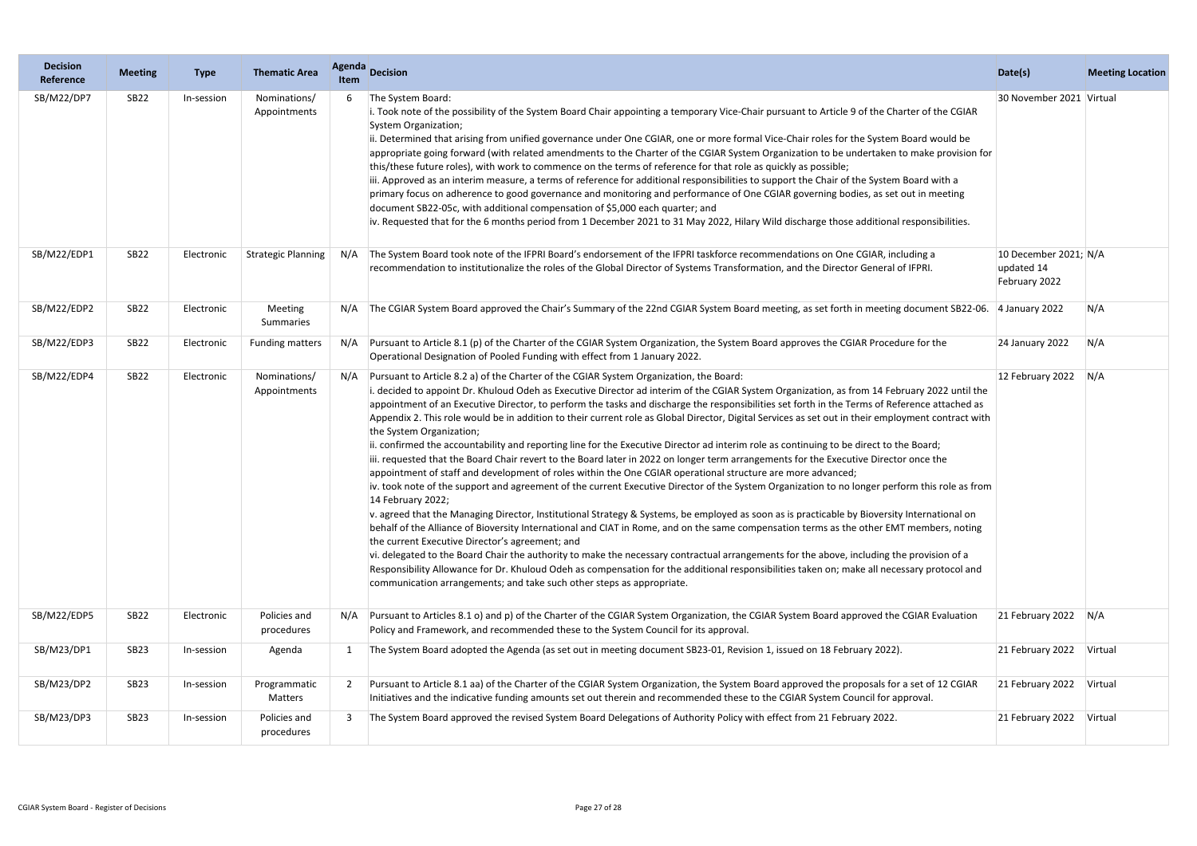| Decision Reference | Meeting | Type | Thematic Area | Agenda Item | Decision | Date(s) | Meeting Location |
|---|---|---|---|---|---|---|---|
| SB/M22/DP7 | SB22 | In-session | Nominations/ Appointments | 6 | The System Board:<br>i. Took note of the possibility of the System Board Chair appointing a temporary Vice-Chair pursuant to Article 9 of the Charter of the CGIAR System Organization;<br>ii. Determined that arising from unified governance under One CGIAR, one or more formal Vice-Chair roles for the System Board would be appropriate going forward (with related amendments to the Charter of the CGIAR System Organization to be undertaken to make provision for this/these future roles), with work to commence on the terms of reference for that role as quickly as possible;<br>iii. Approved as an interim measure, a terms of reference for additional responsibilities to support the Chair of the System Board with a primary focus on adherence to good governance and monitoring and performance of One CGIAR governing bodies, as set out in meeting document SB22-05c, with additional compensation of $5,000 each quarter; and<br>iv. Requested that for the 6 months period from 1 December 2021 to 31 May 2022, Hilary Wild discharge those additional responsibilities. | 30 November 2021 | Virtual |
| SB/M22/EDP1 | SB22 | Electronic | Strategic Planning | N/A | The System Board took note of the IFPRI Board's endorsement of the IFPRI taskforce recommendations on One CGIAR, including a recommendation to institutionalize the roles of the Global Director of Systems Transformation, and the Director General of IFPRI. | 10 December 2021; updated 14 February 2022 | N/A |
| SB/M22/EDP2 | SB22 | Electronic | Meeting Summaries | N/A | The CGIAR System Board approved the Chair's Summary of the 22nd CGIAR System Board meeting, as set forth in meeting document SB22-06. | 4 January 2022 | N/A |
| SB/M22/EDP3 | SB22 | Electronic | Funding matters | N/A | Pursuant to Article 8.1 (p) of the Charter of the CGIAR System Organization, the System Board approves the CGIAR Procedure for the Operational Designation of Pooled Funding with effect from 1 January 2022. | 24 January 2022 | N/A |
| SB/M22/EDP4 | SB22 | Electronic | Nominations/ Appointments | N/A | Pursuant to Article 8.2 a) of the Charter of the CGIAR System Organization, the Board:<br>i. decided to appoint Dr. Khuloud Odeh as Executive Director ad interim of the CGIAR System Organization, as from 14 February 2022 until the appointment of an Executive Director, to perform the tasks and discharge the responsibilities set forth in the Terms of Reference attached as Appendix 2. This role would be in addition to their current role as Global Director, Digital Services as set out in their employment contract with the System Organization;<br>ii. confirmed the accountability and reporting line for the Executive Director ad interim role as continuing to be direct to the Board;<br>iii. requested that the Board Chair revert to the Board later in 2022 on longer term arrangements for the Executive Director once the appointment of staff and development of roles within the One CGIAR operational structure are more advanced;<br>iv. took note of the support and agreement of the current Executive Director of the System Organization to no longer perform this role as from 14 February 2022;<br>v. agreed that the Managing Director, Institutional Strategy & Systems, be employed as soon as is practicable by Bioversity International on behalf of the Alliance of Bioversity International and CIAT in Rome, and on the same compensation terms as the other EMT members, noting the current Executive Director's agreement; and<br>vi. delegated to the Board Chair the authority to make the necessary contractual arrangements for the above, including the provision of a Responsibility Allowance for Dr. Khuloud Odeh as compensation for the additional responsibilities taken on; make all necessary protocol and communication arrangements; and take such other steps as appropriate. | 12 February 2022 | N/A |
| SB/M22/EDP5 | SB22 | Electronic | Policies and procedures | N/A | Pursuant to Articles 8.1 o) and p) of the Charter of the CGIAR System Organization, the CGIAR System Board approved the CGIAR Evaluation Policy and Framework, and recommended these to the System Council for its approval. | 21 February 2022 | N/A |
| SB/M23/DP1 | SB23 | In-session | Agenda | 1 | The System Board adopted the Agenda (as set out in meeting document SB23-01, Revision 1, issued on 18 February 2022). | 21 February 2022 | Virtual |
| SB/M23/DP2 | SB23 | In-session | Programmatic Matters | 2 | Pursuant to Article 8.1 aa) of the Charter of the CGIAR System Organization, the System Board approved the proposals for a set of 12 CGIAR Initiatives and the indicative funding amounts set out therein and recommended these to the CGIAR System Council for approval. | 21 February 2022 | Virtual |
| SB/M23/DP3 | SB23 | In-session | Policies and procedures | 3 | The System Board approved the revised System Board Delegations of Authority Policy with effect from 21 February 2022. | 21 February 2022 | Virtual |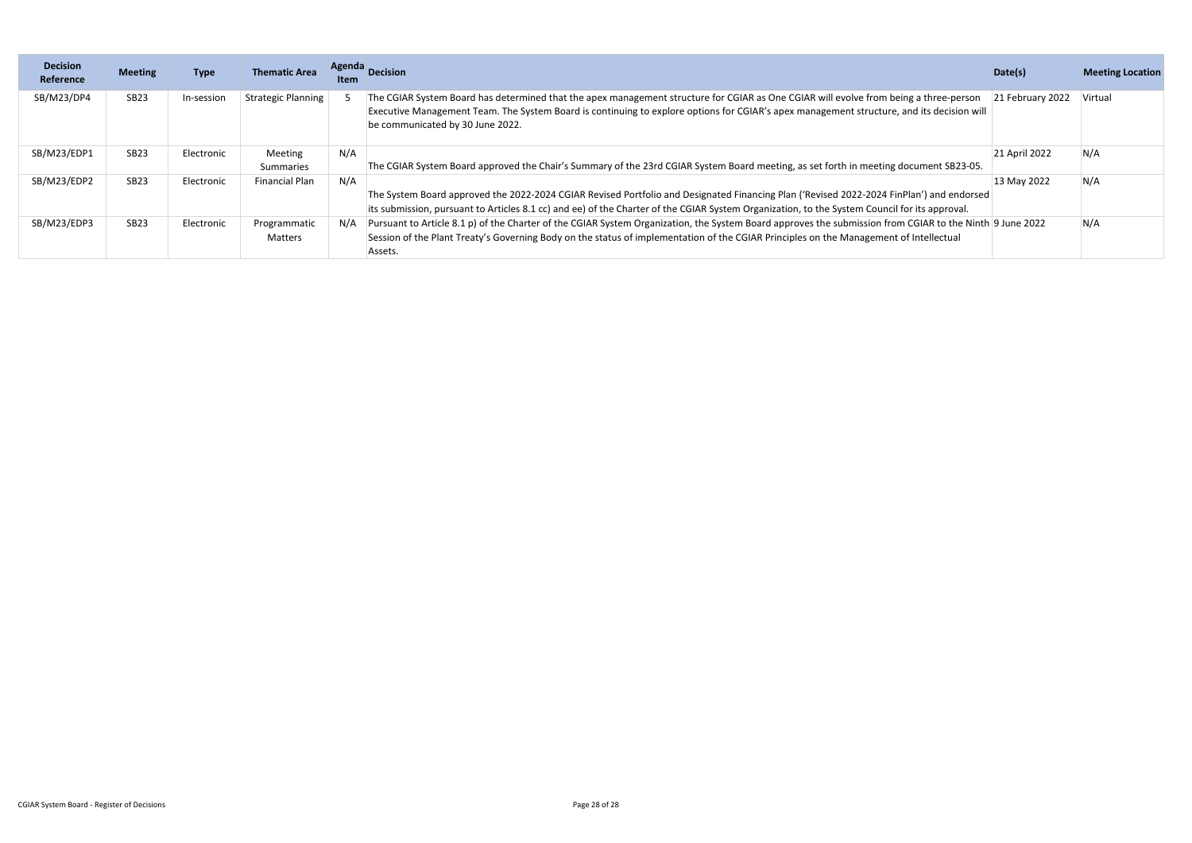| Decision Reference | Meeting | Type | Thematic Area | Agenda Item | Decision | Date(s) | Meeting Location |
|---|---|---|---|---|---|---|---|
| SB/M23/DP4 | SB23 | In-session | Strategic Planning | 5 | The CGIAR System Board has determined that the apex management structure for CGIAR as One CGIAR will evolve from being a three-person Executive Management Team. The System Board is continuing to explore options for CGIAR's apex management structure, and its decision will be communicated by 30 June 2022. | 21 February 2022 | Virtual |
| SB/M23/EDP1 | SB23 | Electronic | Meeting Summaries | N/A | The CGIAR System Board approved the Chair's Summary of the 23rd CGIAR System Board meeting, as set forth in meeting document SB23-05. | 21 April 2022 | N/A |
| SB/M23/EDP2 | SB23 | Electronic | Financial Plan | N/A | The System Board approved the 2022-2024 CGIAR Revised Portfolio and Designated Financing Plan ('Revised 2022-2024 FinPlan') and endorsed its submission, pursuant to Articles 8.1 cc) and ee) of the Charter of the CGIAR System Organization, to the System Council for its approval. | 13 May 2022 | N/A |
| SB/M23/EDP3 | SB23 | Electronic | Programmatic Matters | N/A | Pursuant to Article 8.1 p) of the Charter of the CGIAR System Organization, the System Board approves the submission from CGIAR to the Ninth Session of the Plant Treaty's Governing Body on the status of implementation of the CGIAR Principles on the Management of Intellectual Assets. | 9 June 2022 | N/A |